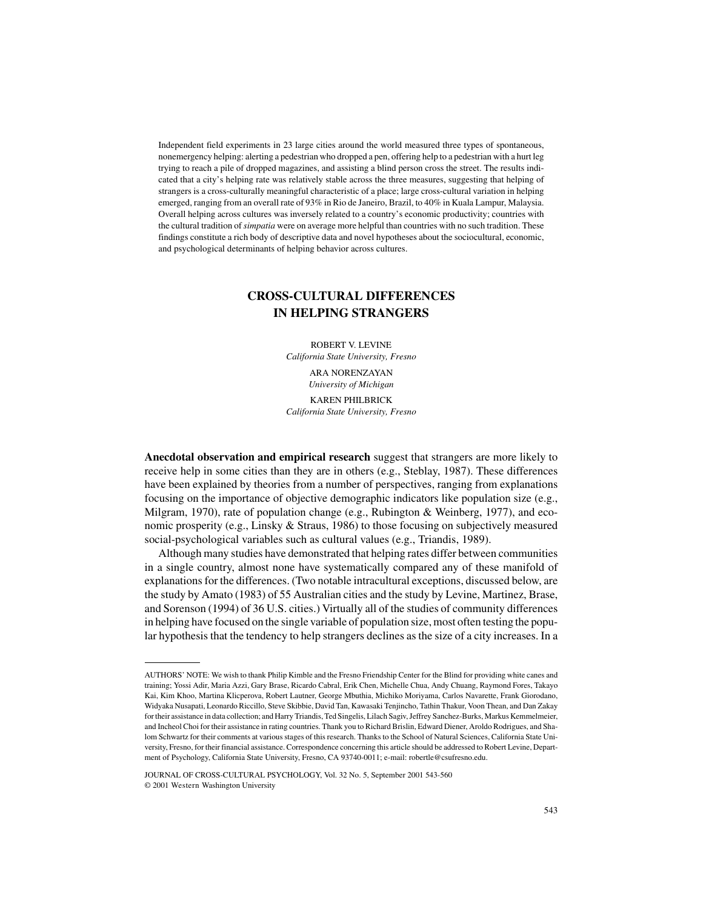Independent field experiments in 23 large cities around the world measured three types of spontaneous, nonemergency helping: alerting a pedestrian who dropped a pen, offering help to a pedestrian with a hurt leg trying to reach a pile of dropped magazines, and assisting a blind person cross the street. The results indicated that a city's helping rate was relatively stable across the three measures, suggesting that helping of strangers is a cross-culturally meaningful characteristic of a place; large cross-cultural variation in helping emerged, ranging from an overall rate of 93% in Rio de Janeiro, Brazil, to 40% in Kuala Lampur, Malaysia. Overall helping across cultures was inversely related to a country's economic productivity; countries with the cultural tradition of *simpatia* were on average more helpful than countries with no such tradition. These findings constitute a rich body of descriptive data and novel hypotheses about the sociocultural, economic, and psychological determinants of helping behavior across cultures.

# CROSS-CULTURAL DIFFERENCES IN HELPING STRANGERS

ROBERT V. LEVINE
*California State University, Fresno*

ARA NORENZAYAN
*University of Michigan*

KAREN PHILBRICK
*California State University, Fresno*

**Anecdotal observation and empirical research** suggest that strangers are more likely to receive help in some cities than they are in others (e.g., Steblay, 1987). These differences have been explained by theories from a number of perspectives, ranging from explanations focusing on the importance of objective demographic indicators like population size (e.g., Milgram, 1970), rate of population change (e.g., Rubington & Weinberg, 1977), and economic prosperity (e.g., Linsky & Straus, 1986) to those focusing on subjectively measured social-psychological variables such as cultural values (e.g., Triandis, 1989).

Although many studies have demonstrated that helping rates differ between communities in a single country, almost none have systematically compared any of these manifold of explanations for the differences. (Two notable intracultural exceptions, discussed below, are the study by Amato (1983) of 55 Australian cities and the study by Levine, Martinez, Brase, and Sorenson (1994) of 36 U.S. cities.) Virtually all of the studies of community differences in helping have focused on the single variable of population size, most often testing the popular hypothesis that the tendency to help strangers declines as the size of a city increases. In a

---

AUTHORS' NOTE: We wish to thank Philip Kimble and the Fresno Friendship Center for the Blind for providing white canes and training; Yossi Adir, Maria Azzi, Gary Brase, Ricardo Cabral, Erik Chen, Michelle Chua, Andy Chuang, Raymond Fores, Takayo Kai, Kim Khoo, Martina Klicperova, Robert Lautner, George Mbuthia, Michiko Moriyama, Carlos Navarette, Frank Giorodano, Widyaka Nusapati, Leonardo Riccillo, Steve Skibbie, David Tan, Kawasaki Tenjincho, Tathin Thakur, Voon Thean, and Dan Zakay for their assistance in data collection; and Harry Triandis, Ted Singelis, Lilach Sagiv, Jeffrey Sanchez-Burks, Markus Kemmelmeier, and Incheol Choi for their assistance in rating countries. Thank you to Richard Brislin, Edward Diener, Aroldo Rodrigues, and Shalom Schwartz for their comments at various stages of this research. Thanks to the School of Natural Sciences, California State University, Fresno, for their financial assistance. Correspondence concerning this article should be addressed to Robert Levine, Department of Psychology, California State University, Fresno, CA 93740-0011; e-mail: robertle@csufresno.edu.

JOURNAL OF CROSS-CULTURAL PSYCHOLOGY, Vol. 32 No. 5, September 2001 543-560
© 2001 Western Washington University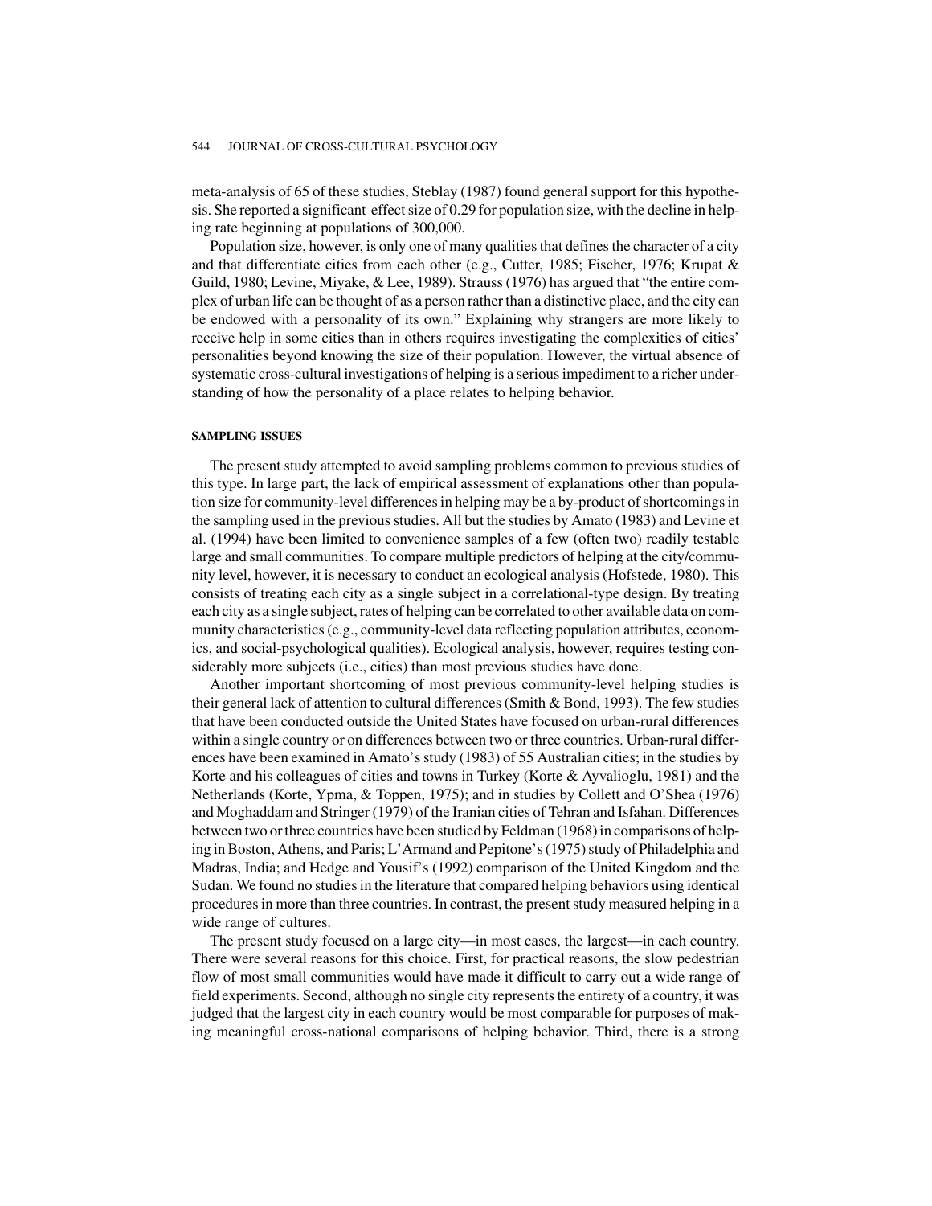meta-analysis of 65 of these studies, Steblay (1987) found general support for this hypothesis. She reported a significant effect size of 0.29 for population size, with the decline in helping rate beginning at populations of 300,000.

Population size, however, is only one of many qualities that defines the character of a city and that differentiate cities from each other (e.g., Cutter, 1985; Fischer, 1976; Krupat & Guild, 1980; Levine, Miyake, & Lee, 1989). Strauss (1976) has argued that "the entire complex of urban life can be thought of as a person rather than a distinctive place, and the city can be endowed with a personality of its own." Explaining why strangers are more likely to receive help in some cities than in others requires investigating the complexities of cities' personalities beyond knowing the size of their population. However, the virtual absence of systematic cross-cultural investigations of helping is a serious impediment to a richer understanding of how the personality of a place relates to helping behavior.

#### SAMPLING ISSUES

The present study attempted to avoid sampling problems common to previous studies of this type. In large part, the lack of empirical assessment of explanations other than population size for community-level differences in helping may be a by-product of shortcomings in the sampling used in the previous studies. All but the studies by Amato (1983) and Levine et al. (1994) have been limited to convenience samples of a few (often two) readily testable large and small communities. To compare multiple predictors of helping at the city/community level, however, it is necessary to conduct an ecological analysis (Hofstede, 1980). This consists of treating each city as a single subject in a correlational-type design. By treating each city as a single subject, rates of helping can be correlated to other available data on community characteristics (e.g., community-level data reflecting population attributes, economics, and social-psychological qualities). Ecological analysis, however, requires testing considerably more subjects (i.e., cities) than most previous studies have done.

Another important shortcoming of most previous community-level helping studies is their general lack of attention to cultural differences (Smith & Bond, 1993). The few studies that have been conducted outside the United States have focused on urban-rural differences within a single country or on differences between two or three countries. Urban-rural differences have been examined in Amato's study (1983) of 55 Australian cities; in the studies by Korte and his colleagues of cities and towns in Turkey (Korte & Ayvalioglu, 1981) and the Netherlands (Korte, Ypma, & Toppen, 1975); and in studies by Collett and O'Shea (1976) and Moghaddam and Stringer (1979) of the Iranian cities of Tehran and Isfahan. Differences between two or three countries have been studied by Feldman (1968) in comparisons of helping in Boston, Athens, and Paris; L'Armand and Pepitone's (1975) study of Philadelphia and Madras, India; and Hedge and Yousif's (1992) comparison of the United Kingdom and the Sudan. We found no studies in the literature that compared helping behaviors using identical procedures in more than three countries. In contrast, the present study measured helping in a wide range of cultures.

The present study focused on a large city—in most cases, the largest—in each country. There were several reasons for this choice. First, for practical reasons, the slow pedestrian flow of most small communities would have made it difficult to carry out a wide range of field experiments. Second, although no single city represents the entirety of a country, it was judged that the largest city in each country would be most comparable for purposes of making meaningful cross-national comparisons of helping behavior. Third, there is a strong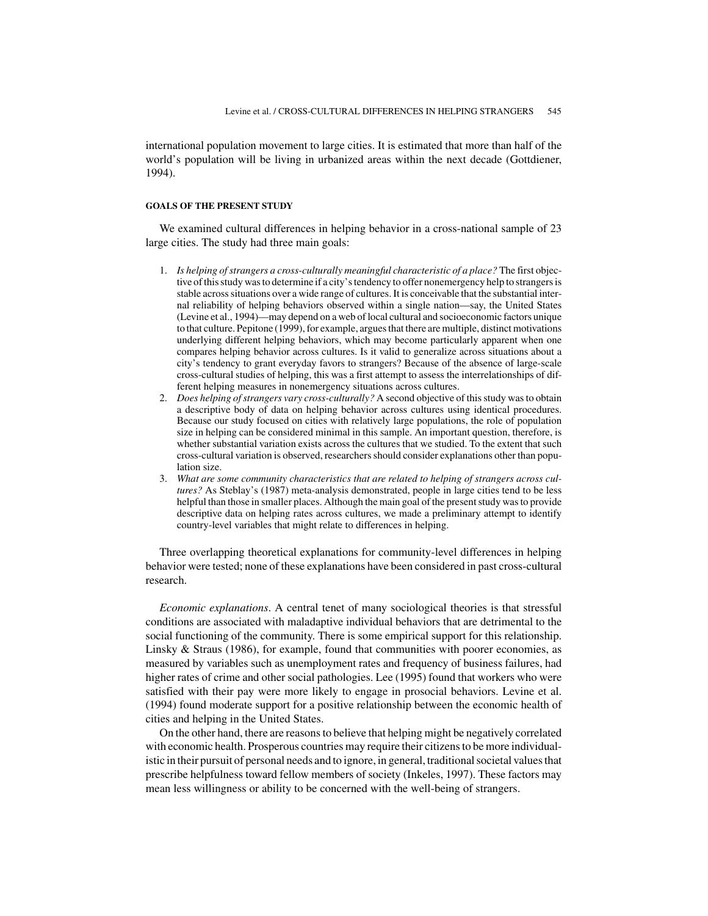international population movement to large cities. It is estimated that more than half of the world's population will be living in urbanized areas within the next decade (Gottdiener, 1994).

## GOALS OF THE PRESENT STUDY

We examined cultural differences in helping behavior in a cross-national sample of 23 large cities. The study had three main goals:

1. *Is helping of strangers a cross-culturally meaningful characteristic of a place?* The first objective of this study was to determine if a city's tendency to offer nonemergency help to strangers is stable across situations over a wide range of cultures. It is conceivable that the substantial internal reliability of helping behaviors observed within a single nation—say, the United States (Levine et al., 1994)—may depend on a web of local cultural and socioeconomic factors unique to that culture. Pepitone (1999), for example, argues that there are multiple, distinct motivations underlying different helping behaviors, which may become particularly apparent when one compares helping behavior across cultures. Is it valid to generalize across situations about a city's tendency to grant everyday favors to strangers? Because of the absence of large-scale cross-cultural studies of helping, this was a first attempt to assess the interrelationships of different helping measures in nonemergency situations across cultures.
2. *Does helping of strangers vary cross-culturally?* A second objective of this study was to obtain a descriptive body of data on helping behavior across cultures using identical procedures. Because our study focused on cities with relatively large populations, the role of population size in helping can be considered minimal in this sample. An important question, therefore, is whether substantial variation exists across the cultures that we studied. To the extent that such cross-cultural variation is observed, researchers should consider explanations other than population size.
3. *What are some community characteristics that are related to helping of strangers across cultures?* As Steblay's (1987) meta-analysis demonstrated, people in large cities tend to be less helpful than those in smaller places. Although the main goal of the present study was to provide descriptive data on helping rates across cultures, we made a preliminary attempt to identify country-level variables that might relate to differences in helping.

Three overlapping theoretical explanations for community-level differences in helping behavior were tested; none of these explanations have been considered in past cross-cultural research.

*Economic explanations*. A central tenet of many sociological theories is that stressful conditions are associated with maladaptive individual behaviors that are detrimental to the social functioning of the community. There is some empirical support for this relationship. Linsky & Straus (1986), for example, found that communities with poorer economies, as measured by variables such as unemployment rates and frequency of business failures, had higher rates of crime and other social pathologies. Lee (1995) found that workers who were satisfied with their pay were more likely to engage in prosocial behaviors. Levine et al. (1994) found moderate support for a positive relationship between the economic health of cities and helping in the United States.

On the other hand, there are reasons to believe that helping might be negatively correlated with economic health. Prosperous countries may require their citizens to be more individualistic in their pursuit of personal needs and to ignore, in general, traditional societal values that prescribe helpfulness toward fellow members of society (Inkeles, 1997). These factors may mean less willingness or ability to be concerned with the well-being of strangers.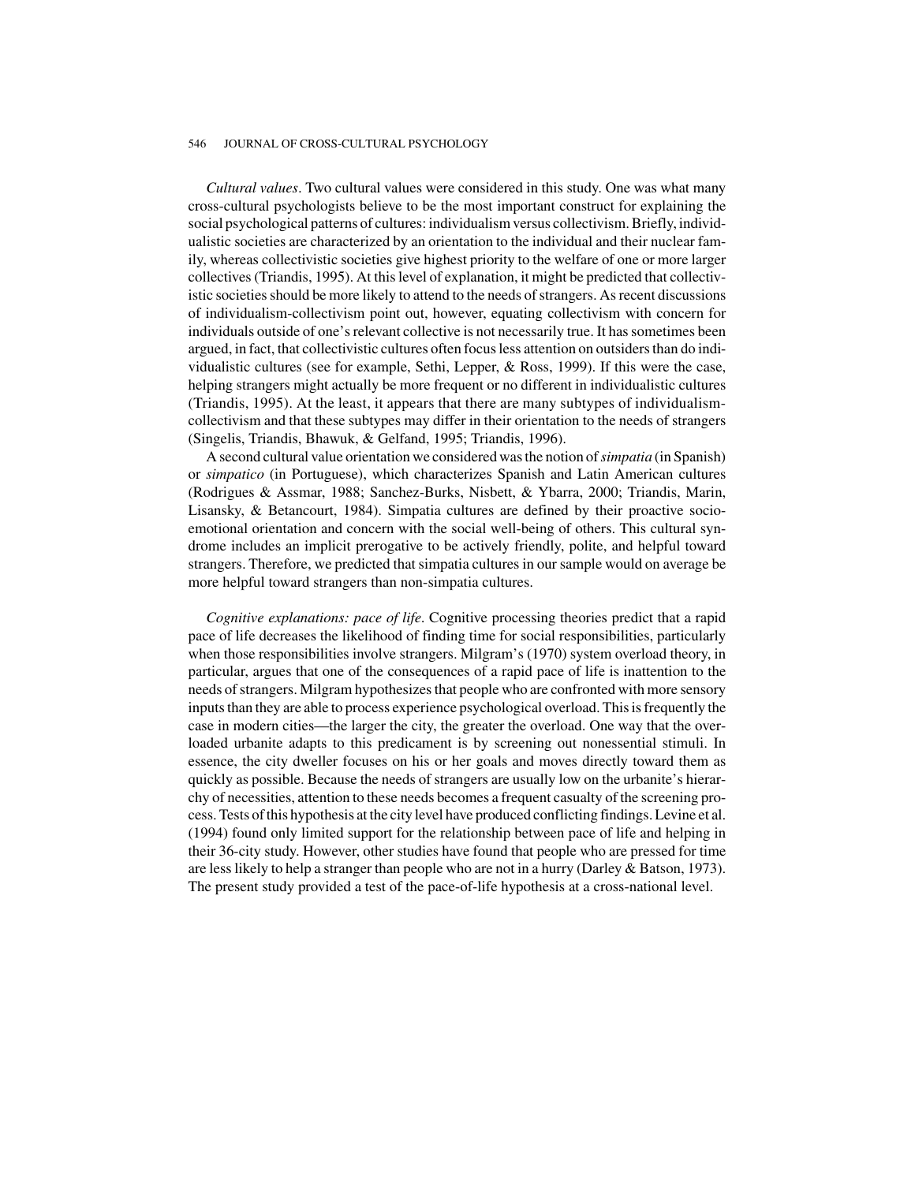*Cultural values*. Two cultural values were considered in this study. One was what many cross-cultural psychologists believe to be the most important construct for explaining the social psychological patterns of cultures: individualism versus collectivism. Briefly, individualistic societies are characterized by an orientation to the individual and their nuclear family, whereas collectivistic societies give highest priority to the welfare of one or more larger collectives (Triandis, 1995). At this level of explanation, it might be predicted that collectivistic societies should be more likely to attend to the needs of strangers. As recent discussions of individualism-collectivism point out, however, equating collectivism with concern for individuals outside of one's relevant collective is not necessarily true. It has sometimes been argued, in fact, that collectivistic cultures often focus less attention on outsiders than do individualistic cultures (see for example, Sethi, Lepper, & Ross, 1999). If this were the case, helping strangers might actually be more frequent or no different in individualistic cultures (Triandis, 1995). At the least, it appears that there are many subtypes of individualism-collectivism and that these subtypes may differ in their orientation to the needs of strangers (Singelis, Triandis, Bhawuk, & Gelfand, 1995; Triandis, 1996).

A second cultural value orientation we considered was the notion of *simpatia* (in Spanish) or *simpatico* (in Portuguese), which characterizes Spanish and Latin American cultures (Rodrigues & Assmar, 1988; Sanchez-Burks, Nisbett, & Ybarra, 2000; Triandis, Marin, Lisansky, & Betancourt, 1984). Simpatia cultures are defined by their proactive socio-emotional orientation and concern with the social well-being of others. This cultural syndrome includes an implicit prerogative to be actively friendly, polite, and helpful toward strangers. Therefore, we predicted that simpatia cultures in our sample would on average be more helpful toward strangers than non-simpatia cultures.

*Cognitive explanations: pace of life*. Cognitive processing theories predict that a rapid pace of life decreases the likelihood of finding time for social responsibilities, particularly when those responsibilities involve strangers. Milgram's (1970) system overload theory, in particular, argues that one of the consequences of a rapid pace of life is inattention to the needs of strangers. Milgram hypothesizes that people who are confronted with more sensory inputs than they are able to process experience psychological overload. This is frequently the case in modern cities—the larger the city, the greater the overload. One way that the overloaded urbanite adapts to this predicament is by screening out nonessential stimuli. In essence, the city dweller focuses on his or her goals and moves directly toward them as quickly as possible. Because the needs of strangers are usually low on the urbanite's hierarchy of necessities, attention to these needs becomes a frequent casualty of the screening process. Tests of this hypothesis at the city level have produced conflicting findings. Levine et al. (1994) found only limited support for the relationship between pace of life and helping in their 36-city study. However, other studies have found that people who are pressed for time are less likely to help a stranger than people who are not in a hurry (Darley & Batson, 1973). The present study provided a test of the pace-of-life hypothesis at a cross-national level.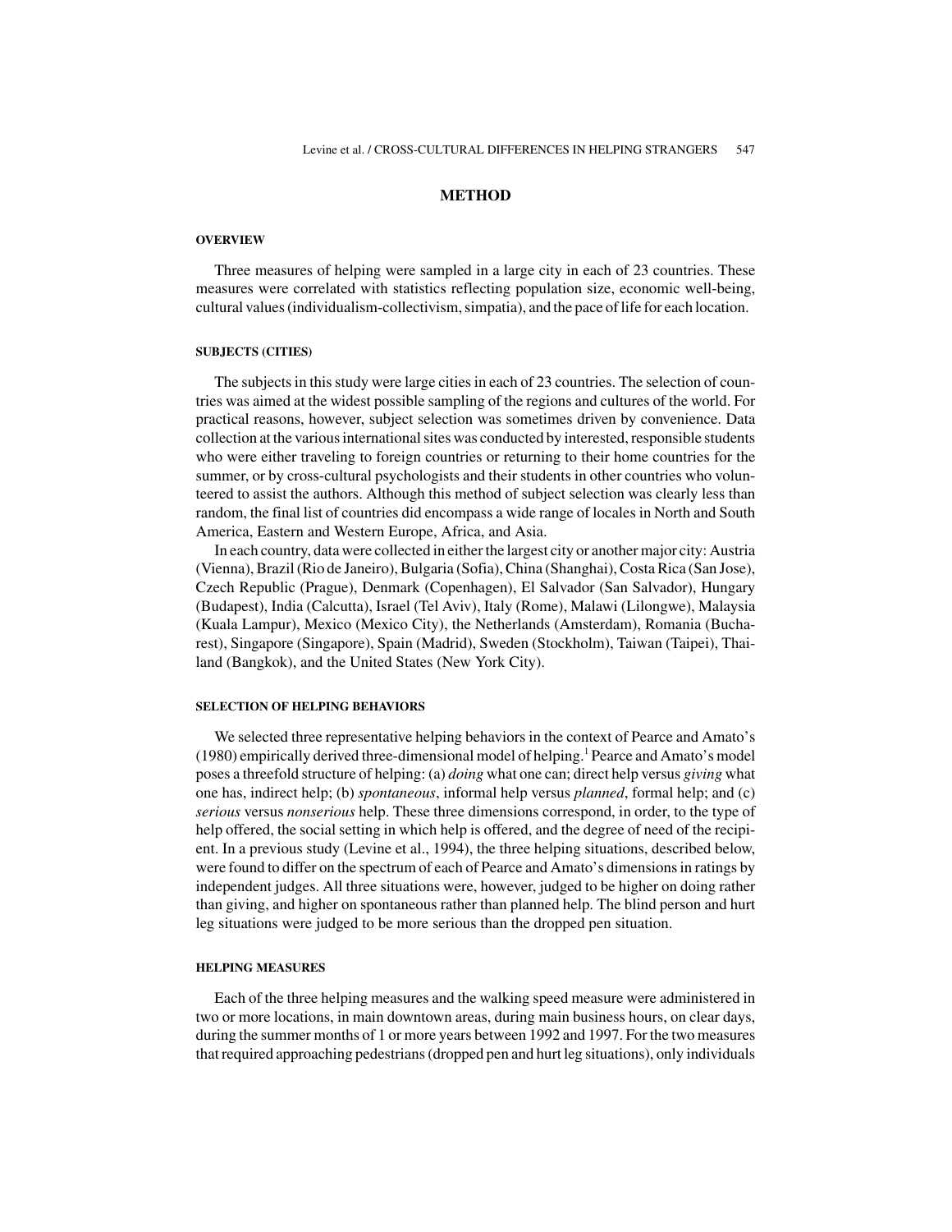## METHOD

### OVERVIEW

Three measures of helping were sampled in a large city in each of 23 countries. These measures were correlated with statistics reflecting population size, economic well-being, cultural values (individualism-collectivism, simpatia), and the pace of life for each location.

### SUBJECTS (CITIES)

The subjects in this study were large cities in each of 23 countries. The selection of countries was aimed at the widest possible sampling of the regions and cultures of the world. For practical reasons, however, subject selection was sometimes driven by convenience. Data collection at the various international sites was conducted by interested, responsible students who were either traveling to foreign countries or returning to their home countries for the summer, or by cross-cultural psychologists and their students in other countries who volunteered to assist the authors. Although this method of subject selection was clearly less than random, the final list of countries did encompass a wide range of locales in North and South America, Eastern and Western Europe, Africa, and Asia.

In each country, data were collected in either the largest city or another major city: Austria (Vienna), Brazil (Rio de Janeiro), Bulgaria (Sofia), China (Shanghai), Costa Rica (San Jose), Czech Republic (Prague), Denmark (Copenhagen), El Salvador (San Salvador), Hungary (Budapest), India (Calcutta), Israel (Tel Aviv), Italy (Rome), Malawi (Lilongwe), Malaysia (Kuala Lampur), Mexico (Mexico City), the Netherlands (Amsterdam), Romania (Bucharest), Singapore (Singapore), Spain (Madrid), Sweden (Stockholm), Taiwan (Taipei), Thailand (Bangkok), and the United States (New York City).

### SELECTION OF HELPING BEHAVIORS

We selected three representative helping behaviors in the context of Pearce and Amato's (1980) empirically derived three-dimensional model of helping.[1] Pearce and Amato's model poses a threefold structure of helping: (a) *doing* what one can; direct help versus *giving* what one has, indirect help; (b) *spontaneous*, informal help versus *planned*, formal help; and (c) *serious* versus *nonserious* help. These three dimensions correspond, in order, to the type of help offered, the social setting in which help is offered, and the degree of need of the recipient. In a previous study (Levine et al., 1994), the three helping situations, described below, were found to differ on the spectrum of each of Pearce and Amato's dimensions in ratings by independent judges. All three situations were, however, judged to be higher on doing rather than giving, and higher on spontaneous rather than planned help. The blind person and hurt leg situations were judged to be more serious than the dropped pen situation.

### HELPING MEASURES

Each of the three helping measures and the walking speed measure were administered in two or more locations, in main downtown areas, during main business hours, on clear days, during the summer months of 1 or more years between 1992 and 1997. For the two measures that required approaching pedestrians (dropped pen and hurt leg situations), only individuals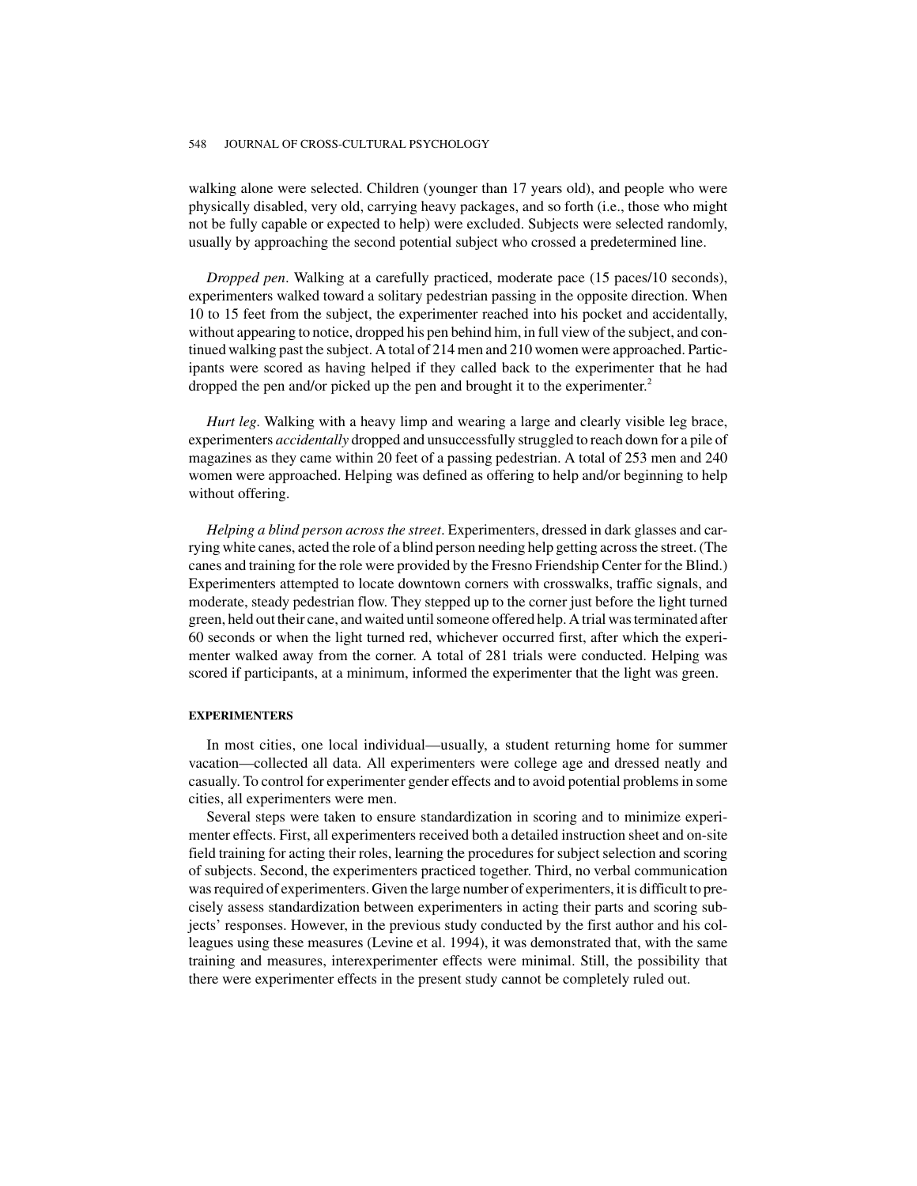walking alone were selected. Children (younger than 17 years old), and people who were physically disabled, very old, carrying heavy packages, and so forth (i.e., those who might not be fully capable or expected to help) were excluded. Subjects were selected randomly, usually by approaching the second potential subject who crossed a predetermined line.

*Dropped pen*. Walking at a carefully practiced, moderate pace (15 paces/10 seconds), experimenters walked toward a solitary pedestrian passing in the opposite direction. When 10 to 15 feet from the subject, the experimenter reached into his pocket and accidentally, without appearing to notice, dropped his pen behind him, in full view of the subject, and continued walking past the subject. A total of 214 men and 210 women were approached. Participants were scored as having helped if they called back to the experimenter that he had dropped the pen and/or picked up the pen and brought it to the experimenter.[2]

*Hurt leg*. Walking with a heavy limp and wearing a large and clearly visible leg brace, experimenters *accidentally* dropped and unsuccessfully struggled to reach down for a pile of magazines as they came within 20 feet of a passing pedestrian. A total of 253 men and 240 women were approached. Helping was defined as offering to help and/or beginning to help without offering.

*Helping a blind person across the street*. Experimenters, dressed in dark glasses and carrying white canes, acted the role of a blind person needing help getting across the street. (The canes and training for the role were provided by the Fresno Friendship Center for the Blind.) Experimenters attempted to locate downtown corners with crosswalks, traffic signals, and moderate, steady pedestrian flow. They stepped up to the corner just before the light turned green, held out their cane, and waited until someone offered help. A trial was terminated after 60 seconds or when the light turned red, whichever occurred first, after which the experimenter walked away from the corner. A total of 281 trials were conducted. Helping was scored if participants, at a minimum, informed the experimenter that the light was green.

#### EXPERIMENTERS

In most cities, one local individual—usually, a student returning home for summer vacation—collected all data. All experimenters were college age and dressed neatly and casually. To control for experimenter gender effects and to avoid potential problems in some cities, all experimenters were men.

Several steps were taken to ensure standardization in scoring and to minimize experimenter effects. First, all experimenters received both a detailed instruction sheet and on-site field training for acting their roles, learning the procedures for subject selection and scoring of subjects. Second, the experimenters practiced together. Third, no verbal communication was required of experimenters. Given the large number of experimenters, it is difficult to precisely assess standardization between experimenters in acting their parts and scoring subjects' responses. However, in the previous study conducted by the first author and his colleagues using these measures (Levine et al. 1994), it was demonstrated that, with the same training and measures, interexperimenter effects were minimal. Still, the possibility that there were experimenter effects in the present study cannot be completely ruled out.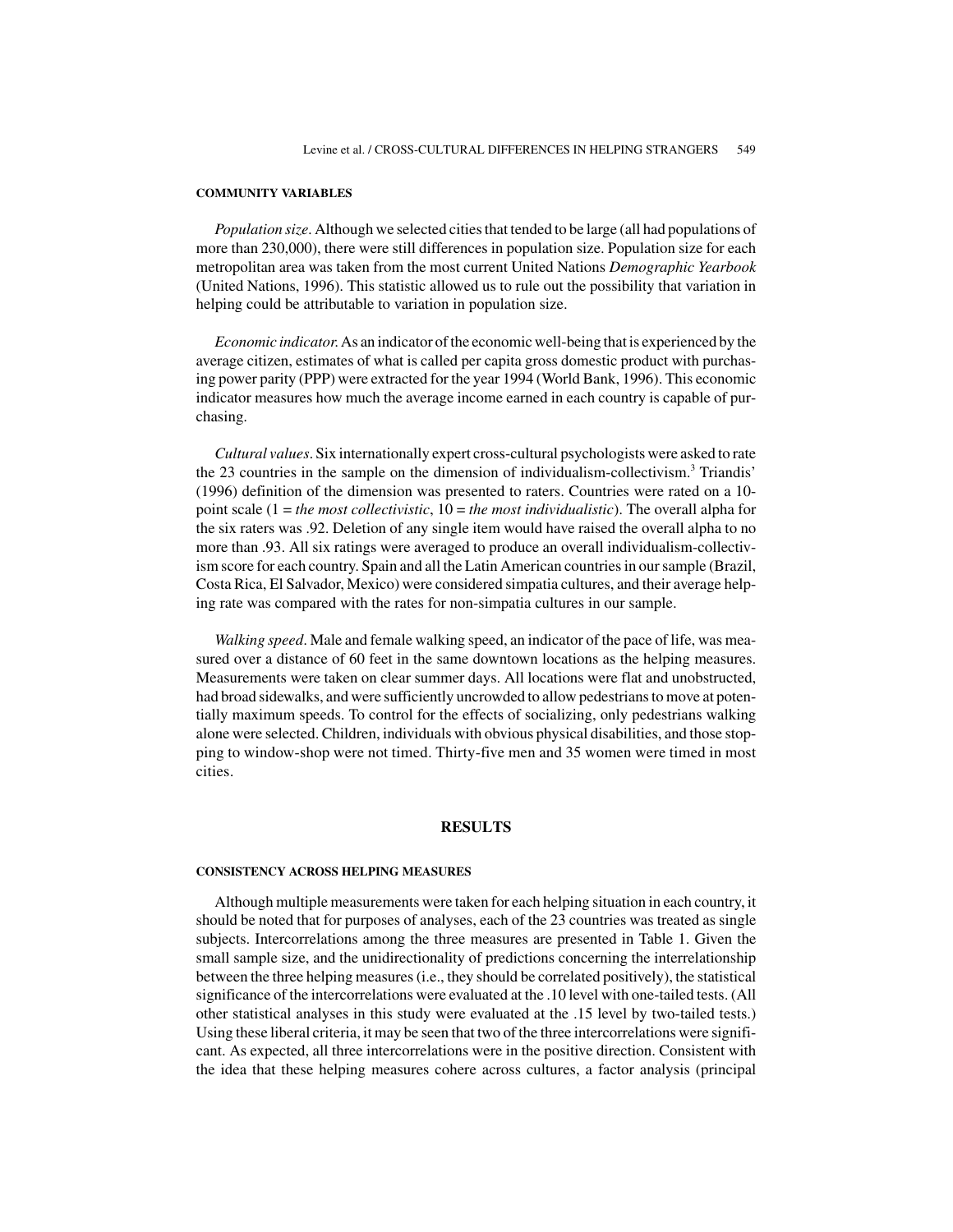#### COMMUNITY VARIABLES

*Population size*. Although we selected cities that tended to be large (all had populations of more than 230,000), there were still differences in population size. Population size for each metropolitan area was taken from the most current United Nations *Demographic Yearbook* (United Nations, 1996). This statistic allowed us to rule out the possibility that variation in helping could be attributable to variation in population size.

*Economic indicator*. As an indicator of the economic well-being that is experienced by the average citizen, estimates of what is called per capita gross domestic product with purchasing power parity (PPP) were extracted for the year 1994 (World Bank, 1996). This economic indicator measures how much the average income earned in each country is capable of purchasing.

*Cultural values*. Six internationally expert cross-cultural psychologists were asked to rate the 23 countries in the sample on the dimension of individualism-collectivism.[3] Triandis' (1996) definition of the dimension was presented to raters. Countries were rated on a 10-point scale (1 = *the most collectivistic*, 10 = *the most individualistic*). The overall alpha for the six raters was .92. Deletion of any single item would have raised the overall alpha to no more than .93. All six ratings were averaged to produce an overall individualism-collectivism score for each country. Spain and all the Latin American countries in our sample (Brazil, Costa Rica, El Salvador, Mexico) were considered simpatia cultures, and their average helping rate was compared with the rates for non-simpatia cultures in our sample.

*Walking speed*. Male and female walking speed, an indicator of the pace of life, was measured over a distance of 60 feet in the same downtown locations as the helping measures. Measurements were taken on clear summer days. All locations were flat and unobstructed, had broad sidewalks, and were sufficiently uncrowded to allow pedestrians to move at potentially maximum speeds. To control for the effects of socializing, only pedestrians walking alone were selected. Children, individuals with obvious physical disabilities, and those stopping to window-shop were not timed. Thirty-five men and 35 women were timed in most cities.

## RESULTS

#### CONSISTENCY ACROSS HELPING MEASURES

Although multiple measurements were taken for each helping situation in each country, it should be noted that for purposes of analyses, each of the 23 countries was treated as single subjects. Intercorrelations among the three measures are presented in Table 1. Given the small sample size, and the unidirectionality of predictions concerning the interrelationship between the three helping measures (i.e., they should be correlated positively), the statistical significance of the intercorrelations were evaluated at the .10 level with one-tailed tests. (All other statistical analyses in this study were evaluated at the .15 level by two-tailed tests.) Using these liberal criteria, it may be seen that two of the three intercorrelations were significant. As expected, all three intercorrelations were in the positive direction. Consistent with the idea that these helping measures cohere across cultures, a factor analysis (principal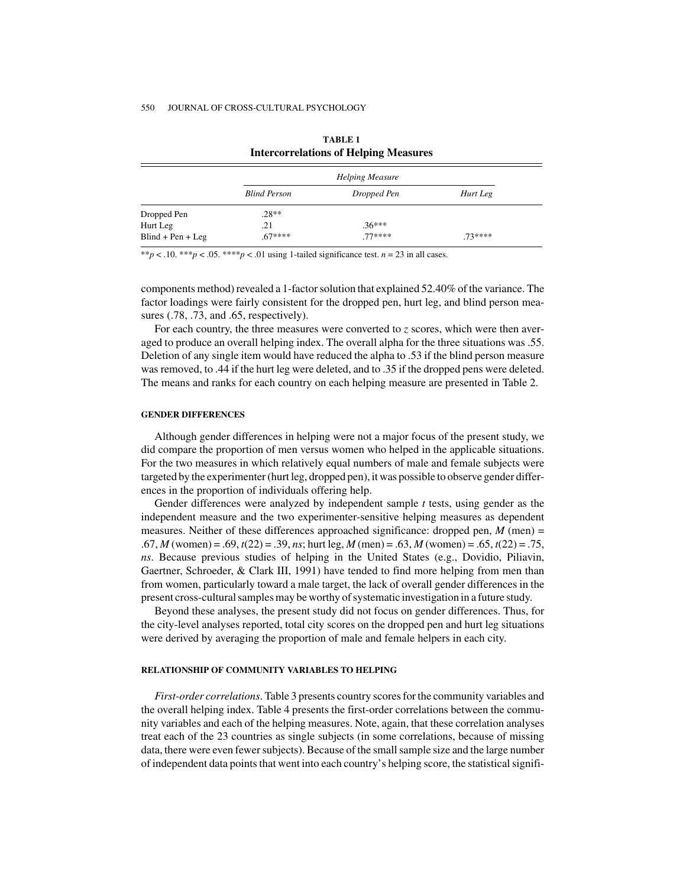**TABLE 1**
**Intercorrelations of Helping Measures**

| | *Helping Measure* | | |
|---|---|---|---|
| | *Blind Person* | *Dropped Pen* | *Hurt Leg* |
| Dropped Pen | .28** | | |
| Hurt Leg | .21 | .36*** | |
| Blind + Pen + Leg | .67**** | .77**** | .73**** |

**$p < .10$. ***$p < .05$. ****$p < .01$ using 1-tailed significance test. $n = 23$ in all cases.

components method) revealed a 1-factor solution that explained 52.40% of the variance. The factor loadings were fairly consistent for the dropped pen, hurt leg, and blind person measures (.78, .73, and .65, respectively).

For each country, the three measures were converted to $z$ scores, which were then averaged to produce an overall helping index. The overall alpha for the three situations was .55. Deletion of any single item would have reduced the alpha to .53 if the blind person measure was removed, to .44 if the hurt leg were deleted, and to .35 if the dropped pens were deleted. The means and ranks for each country on each helping measure are presented in Table 2.

#### GENDER DIFFERENCES

Although gender differences in helping were not a major focus of the present study, we did compare the proportion of men versus women who helped in the applicable situations. For the two measures in which relatively equal numbers of male and female subjects were targeted by the experimenter (hurt leg, dropped pen), it was possible to observe gender differences in the proportion of individuals offering help.

Gender differences were analyzed by independent sample $t$ tests, using gender as the independent measure and the two experimenter-sensitive helping measures as dependent measures. Neither of these differences approached significance: dropped pen, $M$ (men) = .67, $M$ (women) = .69, $t(22) = .39$, *ns*; hurt leg, $M$ (men) = .63, $M$ (women) = .65, $t(22) = .75$, *ns*. Because previous studies of helping in the United States (e.g., Dovidio, Piliavin, Gaertner, Schroeder, & Clark III, 1991) have tended to find more helping from men than from women, particularly toward a male target, the lack of overall gender differences in the present cross-cultural samples may be worthy of systematic investigation in a future study.

Beyond these analyses, the present study did not focus on gender differences. Thus, for the city-level analyses reported, total city scores on the dropped pen and hurt leg situations were derived by averaging the proportion of male and female helpers in each city.

#### RELATIONSHIP OF COMMUNITY VARIABLES TO HELPING

*First-order correlations*. Table 3 presents country scores for the community variables and the overall helping index. Table 4 presents the first-order correlations between the community variables and each of the helping measures. Note, again, that these correlation analyses treat each of the 23 countries as single subjects (in some correlations, because of missing data, there were even fewer subjects). Because of the small sample size and the large number of independent data points that went into each country's helping score, the statistical signifi-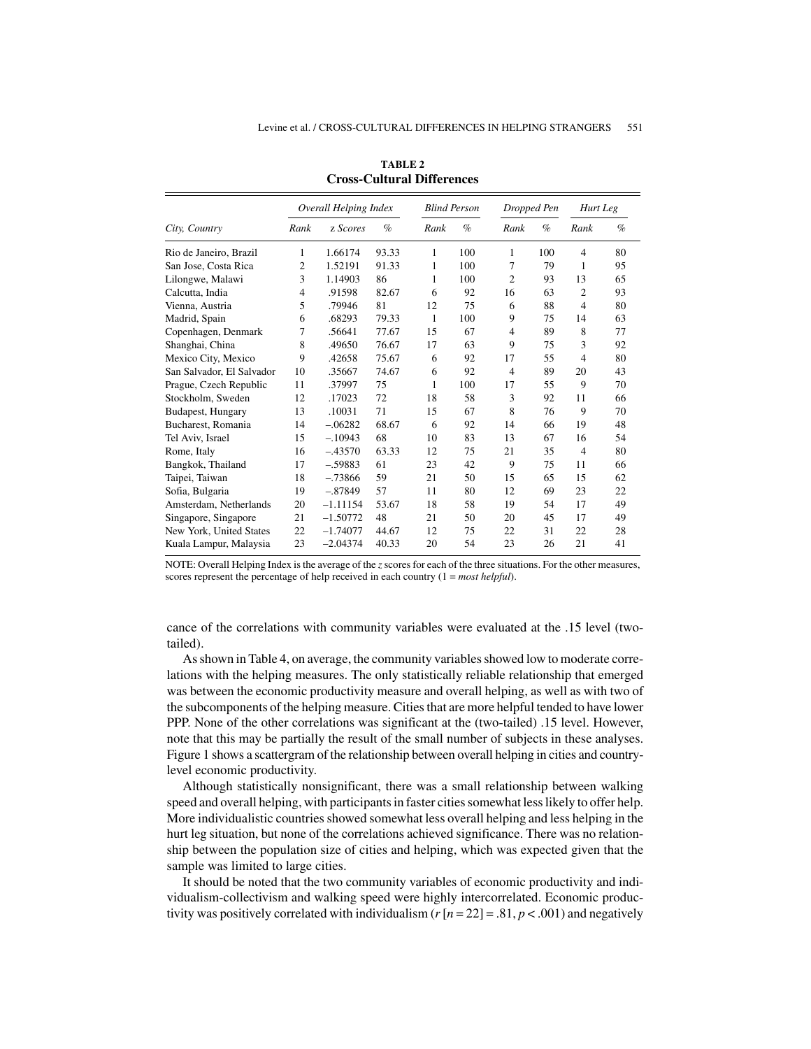**TABLE 2**
**Cross-Cultural Differences**

| | *Overall Helping Index* | | | *Blind Person* | | *Dropped Pen* | | *Hurt Leg* | |
|---|---|---|---|---|---|---|---|---|---|
| *City, Country* | *Rank* | z *Scores* | *%* | *Rank* | *%* | *Rank* | *%* | *Rank* | *%* |
| Rio de Janeiro, Brazil | 1 | 1.66174 | 93.33 | 1 | 100 | 1 | 100 | 4 | 80 |
| San Jose, Costa Rica | 2 | 1.52191 | 91.33 | 1 | 100 | 7 | 79 | 1 | 95 |
| Lilongwe, Malawi | 3 | 1.14903 | 86 | 1 | 100 | 2 | 93 | 13 | 65 |
| Calcutta, India | 4 | .91598 | 82.67 | 6 | 92 | 16 | 63 | 2 | 93 |
| Vienna, Austria | 5 | .79946 | 81 | 12 | 75 | 6 | 88 | 4 | 80 |
| Madrid, Spain | 6 | .68293 | 79.33 | 1 | 100 | 9 | 75 | 14 | 63 |
| Copenhagen, Denmark | 7 | .56641 | 77.67 | 15 | 67 | 4 | 89 | 8 | 77 |
| Shanghai, China | 8 | .49650 | 76.67 | 17 | 63 | 9 | 75 | 3 | 92 |
| Mexico City, Mexico | 9 | .42658 | 75.67 | 6 | 92 | 17 | 55 | 4 | 80 |
| San Salvador, El Salvador | 10 | .35667 | 74.67 | 6 | 92 | 4 | 89 | 20 | 43 |
| Prague, Czech Republic | 11 | .37997 | 75 | 1 | 100 | 17 | 55 | 9 | 70 |
| Stockholm, Sweden | 12 | .17023 | 72 | 18 | 58 | 3 | 92 | 11 | 66 |
| Budapest, Hungary | 13 | .10031 | 71 | 15 | 67 | 8 | 76 | 9 | 70 |
| Bucharest, Romania | 14 | –.06282 | 68.67 | 6 | 92 | 14 | 66 | 19 | 48 |
| Tel Aviv, Israel | 15 | –.10943 | 68 | 10 | 83 | 13 | 67 | 16 | 54 |
| Rome, Italy | 16 | –.43570 | 63.33 | 12 | 75 | 21 | 35 | 4 | 80 |
| Bangkok, Thailand | 17 | –.59883 | 61 | 23 | 42 | 9 | 75 | 11 | 66 |
| Taipei, Taiwan | 18 | –.73866 | 59 | 21 | 50 | 15 | 65 | 15 | 62 |
| Sofia, Bulgaria | 19 | –.87849 | 57 | 11 | 80 | 12 | 69 | 23 | 22 |
| Amsterdam, Netherlands | 20 | –1.11154 | 53.67 | 18 | 58 | 19 | 54 | 17 | 49 |
| Singapore, Singapore | 21 | –1.50772 | 48 | 21 | 50 | 20 | 45 | 17 | 49 |
| New York, United States | 22 | –1.74077 | 44.67 | 12 | 75 | 22 | 31 | 22 | 28 |
| Kuala Lampur, Malaysia | 23 | –2.04374 | 40.33 | 20 | 54 | 23 | 26 | 21 | 41 |

NOTE: Overall Helping Index is the average of the *z* scores for each of the three situations. For the other measures, scores represent the percentage of help received in each country (1 = *most helpful*).

cance of the correlations with community variables were evaluated at the .15 level (two-tailed).

As shown in Table 4, on average, the community variables showed low to moderate correlations with the helping measures. The only statistically reliable relationship that emerged was between the economic productivity measure and overall helping, as well as with two of the subcomponents of the helping measure. Cities that are more helpful tended to have lower PPP. None of the other correlations was significant at the (two-tailed) .15 level. However, note that this may be partially the result of the small number of subjects in these analyses. Figure 1 shows a scattergram of the relationship between overall helping in cities and country-level economic productivity.

Although statistically nonsignificant, there was a small relationship between walking speed and overall helping, with participants in faster cities somewhat less likely to offer help. More individualistic countries showed somewhat less overall helping and less helping in the hurt leg situation, but none of the correlations achieved significance. There was no relationship between the population size of cities and helping, which was expected given that the sample was limited to large cities.

It should be noted that the two community variables of economic productivity and individualism-collectivism and walking speed were highly intercorrelated. Economic productivity was positively correlated with individualism ($r$ [$n = 22$] = .81, $p < .001$) and negatively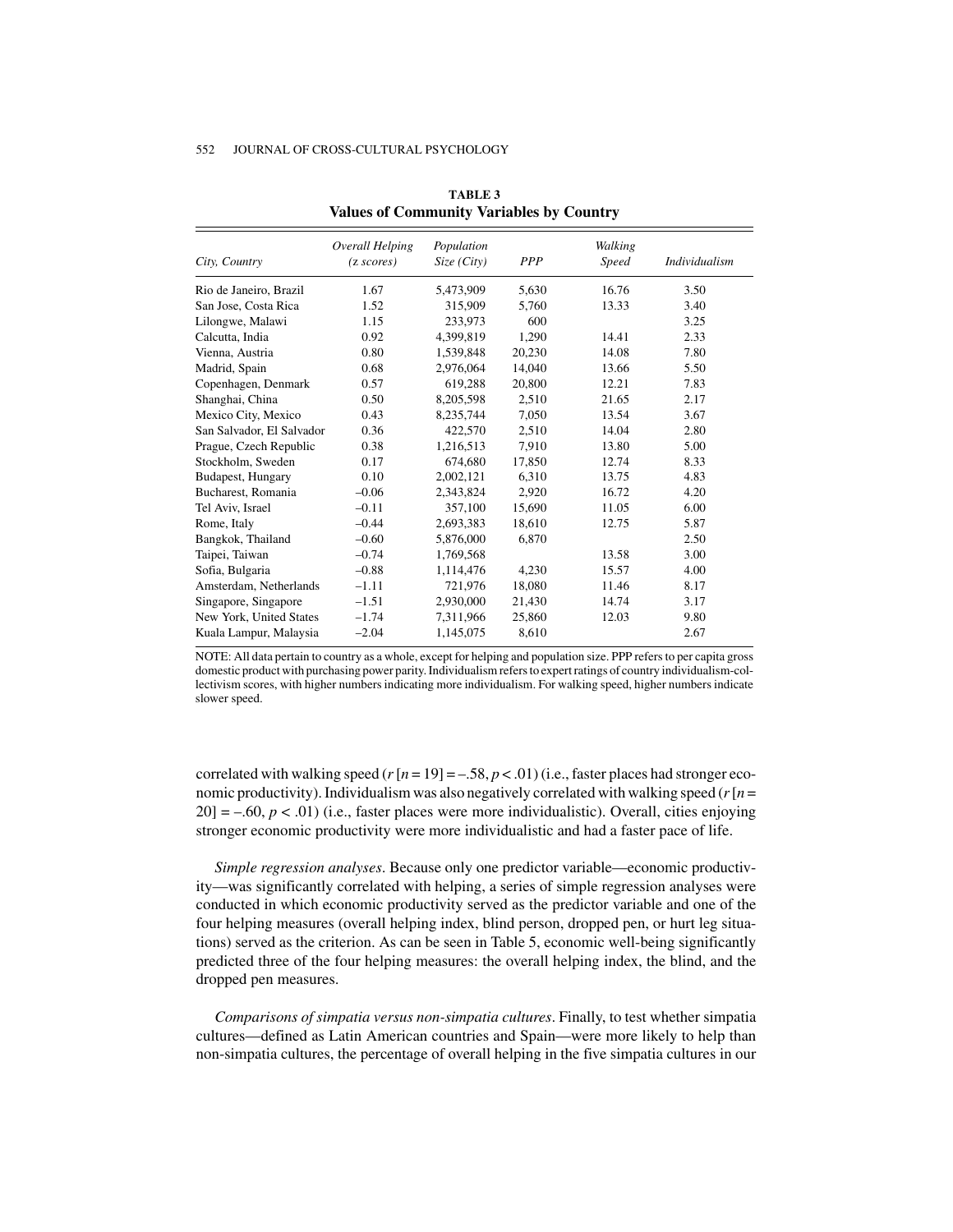**TABLE 3**
**Values of Community Variables by Country**

| City, Country | *Overall Helping (z scores)* | *Population Size (City)* | *PPP* | *Walking Speed* | *Individualism* |
|---|---|---|---|---|---|
| Rio de Janeiro, Brazil | 1.67 | 5,473,909 | 5,630 | 16.76 | 3.50 |
| San Jose, Costa Rica | 1.52 | 315,909 | 5,760 | 13.33 | 3.40 |
| Lilongwe, Malawi | 1.15 | 233,973 | 600 | | 3.25 |
| Calcutta, India | 0.92 | 4,399,819 | 1,290 | 14.41 | 2.33 |
| Vienna, Austria | 0.80 | 1,539,848 | 20,230 | 14.08 | 7.80 |
| Madrid, Spain | 0.68 | 2,976,064 | 14,040 | 13.66 | 5.50 |
| Copenhagen, Denmark | 0.57 | 619,288 | 20,800 | 12.21 | 7.83 |
| Shanghai, China | 0.50 | 8,205,598 | 2,510 | 21.65 | 2.17 |
| Mexico City, Mexico | 0.43 | 8,235,744 | 7,050 | 13.54 | 3.67 |
| San Salvador, El Salvador | 0.36 | 422,570 | 2,510 | 14.04 | 2.80 |
| Prague, Czech Republic | 0.38 | 1,216,513 | 7,910 | 13.80 | 5.00 |
| Stockholm, Sweden | 0.17 | 674,680 | 17,850 | 12.74 | 8.33 |
| Budapest, Hungary | 0.10 | 2,002,121 | 6,310 | 13.75 | 4.83 |
| Bucharest, Romania | –0.06 | 2,343,824 | 2,920 | 16.72 | 4.20 |
| Tel Aviv, Israel | –0.11 | 357,100 | 15,690 | 11.05 | 6.00 |
| Rome, Italy | –0.44 | 2,693,383 | 18,610 | 12.75 | 5.87 |
| Bangkok, Thailand | –0.60 | 5,876,000 | 6,870 | | 2.50 |
| Taipei, Taiwan | –0.74 | 1,769,568 | | 13.58 | 3.00 |
| Sofia, Bulgaria | –0.88 | 1,114,476 | 4,230 | 15.57 | 4.00 |
| Amsterdam, Netherlands | –1.11 | 721,976 | 18,080 | 11.46 | 8.17 |
| Singapore, Singapore | –1.51 | 2,930,000 | 21,430 | 14.74 | 3.17 |
| New York, United States | –1.74 | 7,311,966 | 25,860 | 12.03 | 9.80 |
| Kuala Lampur, Malaysia | –2.04 | 1,145,075 | 8,610 | | 2.67 |

NOTE: All data pertain to country as a whole, except for helping and population size. PPP refers to per capita gross domestic product with purchasing power parity. Individualism refers to expert ratings of country individualism-collectivism scores, with higher numbers indicating more individualism. For walking speed, higher numbers indicate slower speed.

correlated with walking speed ($r\,[n = 19] = -.58, p < .01$) (i.e., faster places had stronger economic productivity). Individualism was also negatively correlated with walking speed ($r\,[n = 20] = -.60, p < .01$) (i.e., faster places were more individualistic). Overall, cities enjoying stronger economic productivity were more individualistic and had a faster pace of life.

*Simple regression analyses*. Because only one predictor variable—economic productivity—was significantly correlated with helping, a series of simple regression analyses were conducted in which economic productivity served as the predictor variable and one of the four helping measures (overall helping index, blind person, dropped pen, or hurt leg situations) served as the criterion. As can be seen in Table 5, economic well-being significantly predicted three of the four helping measures: the overall helping index, the blind, and the dropped pen measures.

*Comparisons of simpatia versus non-simpatia cultures*. Finally, to test whether simpatia cultures—defined as Latin American countries and Spain—were more likely to help than non-simpatia cultures, the percentage of overall helping in the five simpatia cultures in our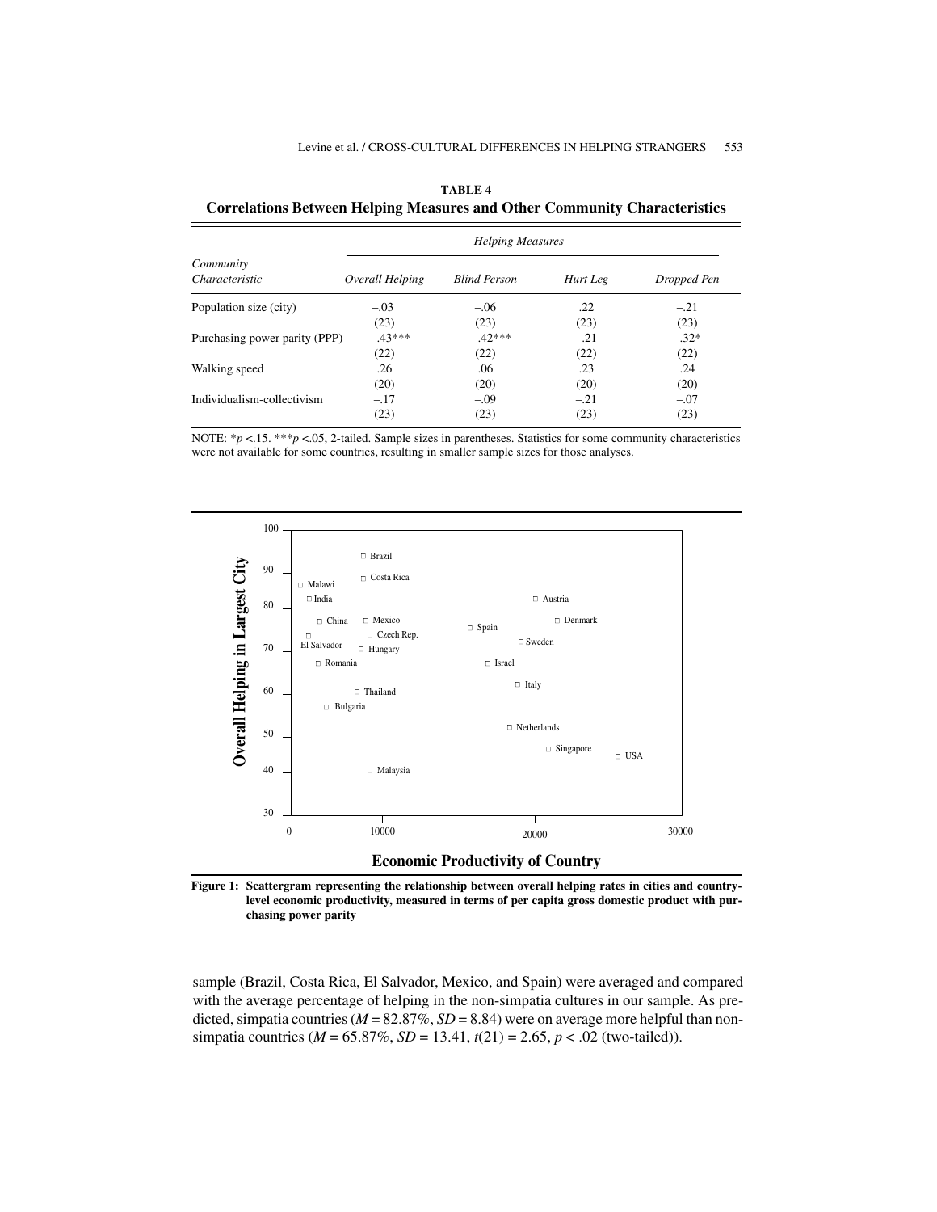**TABLE 4**
**Correlations Between Helping Measures and Other Community Characteristics**

| Community Characteristic | Helping Measures | | | |
|---|---|---|---|---|
| | *Overall Helping* | *Blind Person* | *Hurt Leg* | *Dropped Pen* |
| Population size (city) | –.03 | –.06 | .22 | –.21 |
| | (23) | (23) | (23) | (23) |
| Purchasing power parity (PPP) | –.43*** | –.42*** | –.21 | –.32* |
| | (22) | (22) | (22) | (22) |
| Walking speed | .26 | .06 | .23 | .24 |
| | (20) | (20) | (20) | (20) |
| Individualism-collectivism | –.17 | –.09 | –.21 | –.07 |
| | (23) | (23) | (23) | (23) |

NOTE: *$p < .15$. ***$p < .05$, 2-tailed. Sample sizes in parentheses. Statistics for some community characteristics were not available for some countries, resulting in smaller sample sizes for those analyses.

**Figure 1: Scattergram representing the relationship between overall helping rates in cities and country-level economic productivity, measured in terms of per capita gross domestic product with purchasing power parity**

sample (Brazil, Costa Rica, El Salvador, Mexico, and Spain) were averaged and compared with the average percentage of helping in the non-simpatia cultures in our sample. As predicted, simpatia countries ($M$ = 82.87%, $SD$ = 8.84) were on average more helpful than non-simpatia countries ($M$ = 65.87%, $SD$ = 13.41, $t(21) = 2.65$, $p < .02$ (two-tailed)).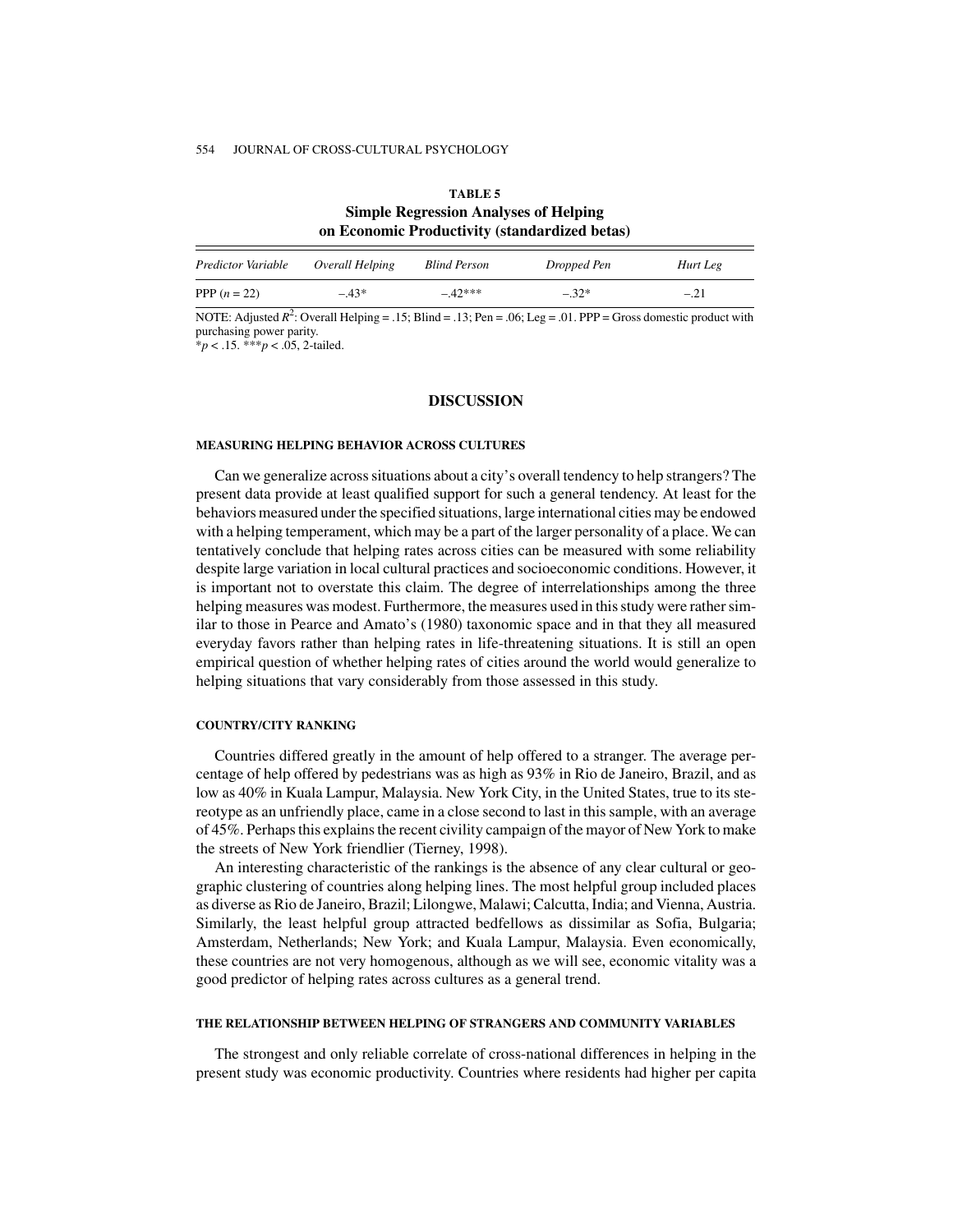**TABLE 5**
**Simple Regression Analyses of Helping on Economic Productivity (standardized betas)**

| *Predictor Variable* | *Overall Helping* | *Blind Person* | *Dropped Pen* | *Hurt Leg* |
|---|---|---|---|---|
| PPP ($n$ = 22) | –.43* | –.42*** | –.32* | –.21 |

NOTE: Adjusted $R^2$: Overall Helping = .15; Blind = .13; Pen = .06; Leg = .01. PPP = Gross domestic product with purchasing power parity.
*$p < .15$. ***$p < .05$, 2-tailed.

## DISCUSSION

### MEASURING HELPING BEHAVIOR ACROSS CULTURES

Can we generalize across situations about a city's overall tendency to help strangers? The present data provide at least qualified support for such a general tendency. At least for the behaviors measured under the specified situations, large international cities may be endowed with a helping temperament, which may be a part of the larger personality of a place. We can tentatively conclude that helping rates across cities can be measured with some reliability despite large variation in local cultural practices and socioeconomic conditions. However, it is important not to overstate this claim. The degree of interrelationships among the three helping measures was modest. Furthermore, the measures used in this study were rather similar to those in Pearce and Amato's (1980) taxonomic space and in that they all measured everyday favors rather than helping rates in life-threatening situations. It is still an open empirical question of whether helping rates of cities around the world would generalize to helping situations that vary considerably from those assessed in this study.

### COUNTRY/CITY RANKING

Countries differed greatly in the amount of help offered to a stranger. The average percentage of help offered by pedestrians was as high as 93% in Rio de Janeiro, Brazil, and as low as 40% in Kuala Lampur, Malaysia. New York City, in the United States, true to its stereotype as an unfriendly place, came in a close second to last in this sample, with an average of 45%. Perhaps this explains the recent civility campaign of the mayor of New York to make the streets of New York friendlier (Tierney, 1998).

An interesting characteristic of the rankings is the absence of any clear cultural or geographic clustering of countries along helping lines. The most helpful group included places as diverse as Rio de Janeiro, Brazil; Lilongwe, Malawi; Calcutta, India; and Vienna, Austria. Similarly, the least helpful group attracted bedfellows as dissimilar as Sofia, Bulgaria; Amsterdam, Netherlands; New York; and Kuala Lampur, Malaysia. Even economically, these countries are not very homogenous, although as we will see, economic vitality was a good predictor of helping rates across cultures as a general trend.

### THE RELATIONSHIP BETWEEN HELPING OF STRANGERS AND COMMUNITY VARIABLES

The strongest and only reliable correlate of cross-national differences in helping in the present study was economic productivity. Countries where residents had higher per capita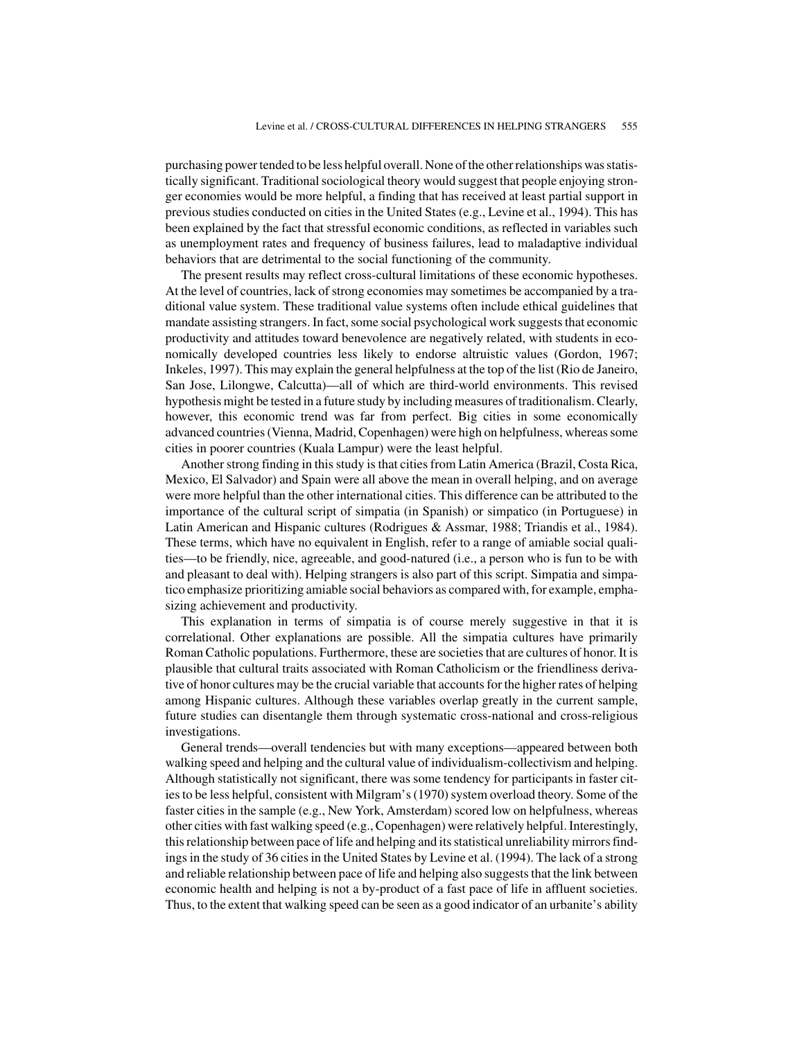purchasing power tended to be less helpful overall. None of the other relationships was statistically significant. Traditional sociological theory would suggest that people enjoying stronger economies would be more helpful, a finding that has received at least partial support in previous studies conducted on cities in the United States (e.g., Levine et al., 1994). This has been explained by the fact that stressful economic conditions, as reflected in variables such as unemployment rates and frequency of business failures, lead to maladaptive individual behaviors that are detrimental to the social functioning of the community.

The present results may reflect cross-cultural limitations of these economic hypotheses. At the level of countries, lack of strong economies may sometimes be accompanied by a traditional value system. These traditional value systems often include ethical guidelines that mandate assisting strangers. In fact, some social psychological work suggests that economic productivity and attitudes toward benevolence are negatively related, with students in economically developed countries less likely to endorse altruistic values (Gordon, 1967; Inkeles, 1997). This may explain the general helpfulness at the top of the list (Rio de Janeiro, San Jose, Lilongwe, Calcutta)—all of which are third-world environments. This revised hypothesis might be tested in a future study by including measures of traditionalism. Clearly, however, this economic trend was far from perfect. Big cities in some economically advanced countries (Vienna, Madrid, Copenhagen) were high on helpfulness, whereas some cities in poorer countries (Kuala Lampur) were the least helpful.

Another strong finding in this study is that cities from Latin America (Brazil, Costa Rica, Mexico, El Salvador) and Spain were all above the mean in overall helping, and on average were more helpful than the other international cities. This difference can be attributed to the importance of the cultural script of simpatia (in Spanish) or simpatico (in Portuguese) in Latin American and Hispanic cultures (Rodrigues & Assmar, 1988; Triandis et al., 1984). These terms, which have no equivalent in English, refer to a range of amiable social qualities—to be friendly, nice, agreeable, and good-natured (i.e., a person who is fun to be with and pleasant to deal with). Helping strangers is also part of this script. Simpatia and simpatico emphasize prioritizing amiable social behaviors as compared with, for example, emphasizing achievement and productivity.

This explanation in terms of simpatia is of course merely suggestive in that it is correlational. Other explanations are possible. All the simpatia cultures have primarily Roman Catholic populations. Furthermore, these are societies that are cultures of honor. It is plausible that cultural traits associated with Roman Catholicism or the friendliness derivative of honor cultures may be the crucial variable that accounts for the higher rates of helping among Hispanic cultures. Although these variables overlap greatly in the current sample, future studies can disentangle them through systematic cross-national and cross-religious investigations.

General trends—overall tendencies but with many exceptions—appeared between both walking speed and helping and the cultural value of individualism-collectivism and helping. Although statistically not significant, there was some tendency for participants in faster cities to be less helpful, consistent with Milgram's (1970) system overload theory. Some of the faster cities in the sample (e.g., New York, Amsterdam) scored low on helpfulness, whereas other cities with fast walking speed (e.g., Copenhagen) were relatively helpful. Interestingly, this relationship between pace of life and helping and its statistical unreliability mirrors findings in the study of 36 cities in the United States by Levine et al. (1994). The lack of a strong and reliable relationship between pace of life and helping also suggests that the link between economic health and helping is not a by-product of a fast pace of life in affluent societies. Thus, to the extent that walking speed can be seen as a good indicator of an urbanite's ability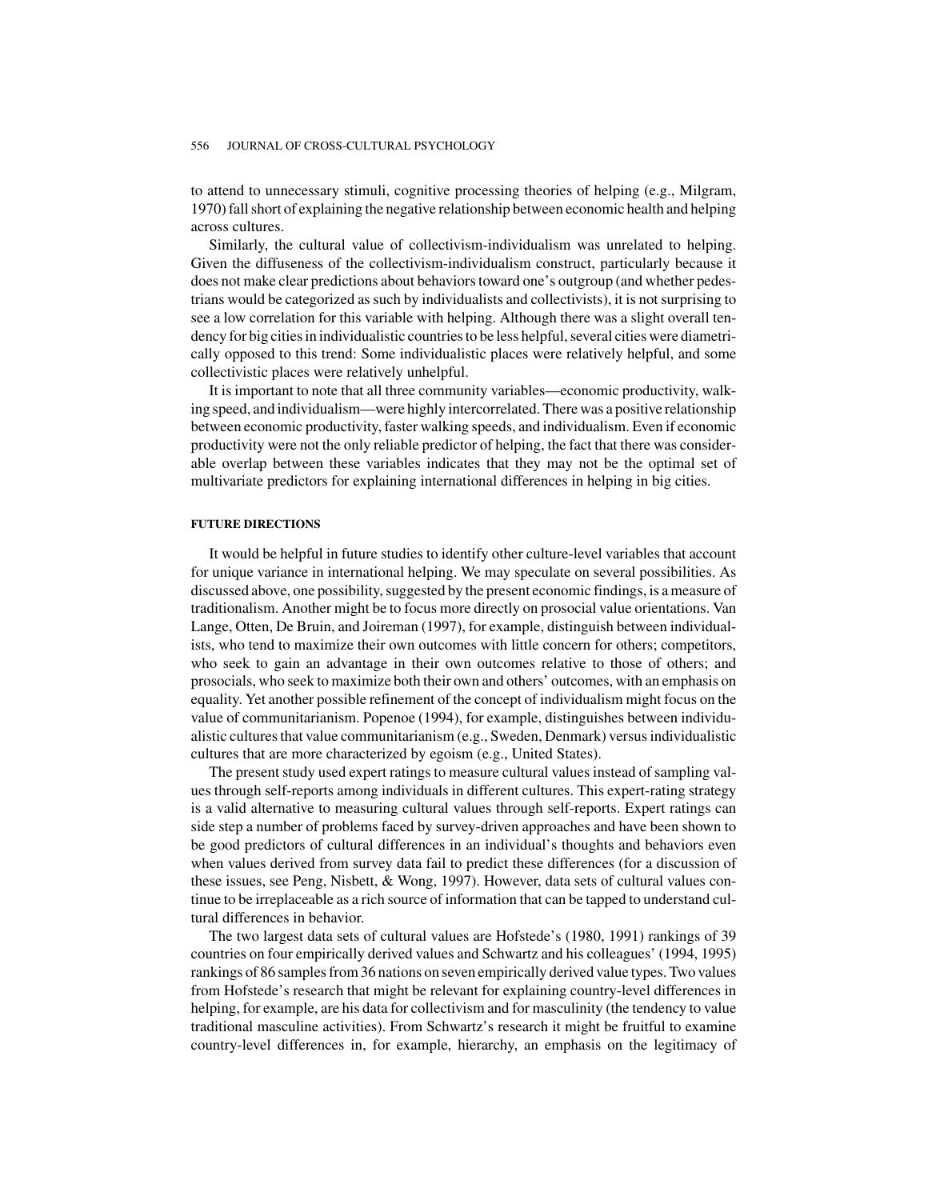to attend to unnecessary stimuli, cognitive processing theories of helping (e.g., Milgram, 1970) fall short of explaining the negative relationship between economic health and helping across cultures.

Similarly, the cultural value of collectivism-individualism was unrelated to helping. Given the diffuseness of the collectivism-individualism construct, particularly because it does not make clear predictions about behaviors toward one's outgroup (and whether pedestrians would be categorized as such by individualists and collectivists), it is not surprising to see a low correlation for this variable with helping. Although there was a slight overall tendency for big cities in individualistic countries to be less helpful, several cities were diametrically opposed to this trend: Some individualistic places were relatively helpful, and some collectivistic places were relatively unhelpful.

It is important to note that all three community variables—economic productivity, walking speed, and individualism—were highly intercorrelated. There was a positive relationship between economic productivity, faster walking speeds, and individualism. Even if economic productivity were not the only reliable predictor of helping, the fact that there was considerable overlap between these variables indicates that they may not be the optimal set of multivariate predictors for explaining international differences in helping in big cities.

## FUTURE DIRECTIONS

It would be helpful in future studies to identify other culture-level variables that account for unique variance in international helping. We may speculate on several possibilities. As discussed above, one possibility, suggested by the present economic findings, is a measure of traditionalism. Another might be to focus more directly on prosocial value orientations. Van Lange, Otten, De Bruin, and Joireman (1997), for example, distinguish between individualists, who tend to maximize their own outcomes with little concern for others; competitors, who seek to gain an advantage in their own outcomes relative to those of others; and prosocials, who seek to maximize both their own and others' outcomes, with an emphasis on equality. Yet another possible refinement of the concept of individualism might focus on the value of communitarianism. Popenoe (1994), for example, distinguishes between individualistic cultures that value communitarianism (e.g., Sweden, Denmark) versus individualistic cultures that are more characterized by egoism (e.g., United States).

The present study used expert ratings to measure cultural values instead of sampling values through self-reports among individuals in different cultures. This expert-rating strategy is a valid alternative to measuring cultural values through self-reports. Expert ratings can side step a number of problems faced by survey-driven approaches and have been shown to be good predictors of cultural differences in an individual's thoughts and behaviors even when values derived from survey data fail to predict these differences (for a discussion of these issues, see Peng, Nisbett, & Wong, 1997). However, data sets of cultural values continue to be irreplaceable as a rich source of information that can be tapped to understand cultural differences in behavior.

The two largest data sets of cultural values are Hofstede's (1980, 1991) rankings of 39 countries on four empirically derived values and Schwartz and his colleagues' (1994, 1995) rankings of 86 samples from 36 nations on seven empirically derived value types. Two values from Hofstede's research that might be relevant for explaining country-level differences in helping, for example, are his data for collectivism and for masculinity (the tendency to value traditional masculine activities). From Schwartz's research it might be fruitful to examine country-level differences in, for example, hierarchy, an emphasis on the legitimacy of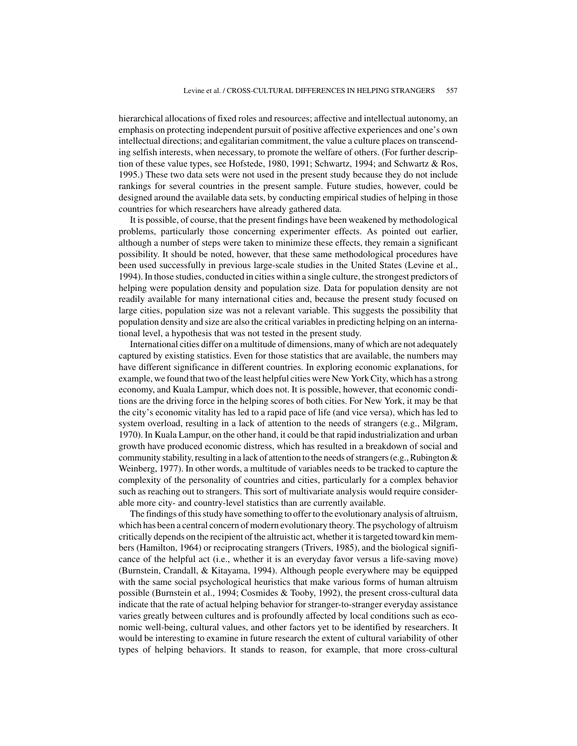hierarchical allocations of fixed roles and resources; affective and intellectual autonomy, an emphasis on protecting independent pursuit of positive affective experiences and one's own intellectual directions; and egalitarian commitment, the value a culture places on transcending selfish interests, when necessary, to promote the welfare of others. (For further description of these value types, see Hofstede, 1980, 1991; Schwartz, 1994; and Schwartz & Ros, 1995.) These two data sets were not used in the present study because they do not include rankings for several countries in the present sample. Future studies, however, could be designed around the available data sets, by conducting empirical studies of helping in those countries for which researchers have already gathered data.

It is possible, of course, that the present findings have been weakened by methodological problems, particularly those concerning experimenter effects. As pointed out earlier, although a number of steps were taken to minimize these effects, they remain a significant possibility. It should be noted, however, that these same methodological procedures have been used successfully in previous large-scale studies in the United States (Levine et al., 1994). In those studies, conducted in cities within a single culture, the strongest predictors of helping were population density and population size. Data for population density are not readily available for many international cities and, because the present study focused on large cities, population size was not a relevant variable. This suggests the possibility that population density and size are also the critical variables in predicting helping on an international level, a hypothesis that was not tested in the present study.

International cities differ on a multitude of dimensions, many of which are not adequately captured by existing statistics. Even for those statistics that are available, the numbers may have different significance in different countries. In exploring economic explanations, for example, we found that two of the least helpful cities were New York City, which has a strong economy, and Kuala Lampur, which does not. It is possible, however, that economic conditions are the driving force in the helping scores of both cities. For New York, it may be that the city's economic vitality has led to a rapid pace of life (and vice versa), which has led to system overload, resulting in a lack of attention to the needs of strangers (e.g., Milgram, 1970). In Kuala Lampur, on the other hand, it could be that rapid industrialization and urban growth have produced economic distress, which has resulted in a breakdown of social and community stability, resulting in a lack of attention to the needs of strangers (e.g., Rubington & Weinberg, 1977). In other words, a multitude of variables needs to be tracked to capture the complexity of the personality of countries and cities, particularly for a complex behavior such as reaching out to strangers. This sort of multivariate analysis would require considerable more city- and country-level statistics than are currently available.

The findings of this study have something to offer to the evolutionary analysis of altruism, which has been a central concern of modern evolutionary theory. The psychology of altruism critically depends on the recipient of the altruistic act, whether it is targeted toward kin members (Hamilton, 1964) or reciprocating strangers (Trivers, 1985), and the biological significance of the helpful act (i.e., whether it is an everyday favor versus a life-saving move) (Burnstein, Crandall, & Kitayama, 1994). Although people everywhere may be equipped with the same social psychological heuristics that make various forms of human altruism possible (Burnstein et al., 1994; Cosmides & Tooby, 1992), the present cross-cultural data indicate that the rate of actual helping behavior for stranger-to-stranger everyday assistance varies greatly between cultures and is profoundly affected by local conditions such as economic well-being, cultural values, and other factors yet to be identified by researchers. It would be interesting to examine in future research the extent of cultural variability of other types of helping behaviors. It stands to reason, for example, that more cross-cultural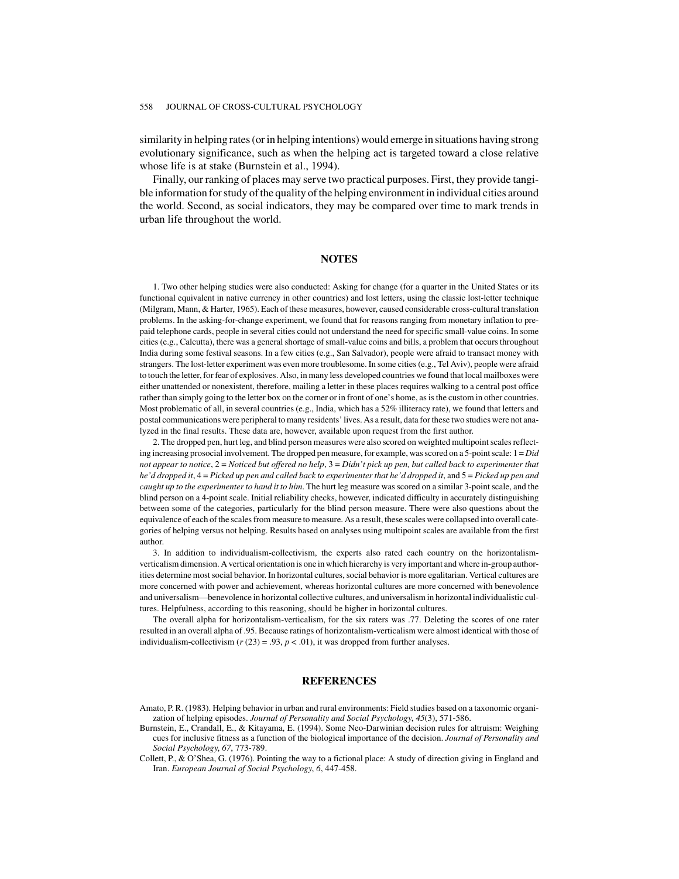similarity in helping rates (or in helping intentions) would emerge in situations having strong evolutionary significance, such as when the helping act is targeted toward a close relative whose life is at stake (Burnstein et al., 1994).

Finally, our ranking of places may serve two practical purposes. First, they provide tangible information for study of the quality of the helping environment in individual cities around the world. Second, as social indicators, they may be compared over time to mark trends in urban life throughout the world.

## NOTES

1. Two other helping studies were also conducted: Asking for change (for a quarter in the United States or its functional equivalent in native currency in other countries) and lost letters, using the classic lost-letter technique (Milgram, Mann, & Harter, 1965). Each of these measures, however, caused considerable cross-cultural translation problems. In the asking-for-change experiment, we found that for reasons ranging from monetary inflation to prepaid telephone cards, people in several cities could not understand the need for specific small-value coins. In some cities (e.g., Calcutta), there was a general shortage of small-value coins and bills, a problem that occurs throughout India during some festival seasons. In a few cities (e.g., San Salvador), people were afraid to transact money with strangers. The lost-letter experiment was even more troublesome. In some cities (e.g., Tel Aviv), people were afraid to touch the letter, for fear of explosives. Also, in many less developed countries we found that local mailboxes were either unattended or nonexistent, therefore, mailing a letter in these places requires walking to a central post office rather than simply going to the letter box on the corner or in front of one's home, as is the custom in other countries. Most problematic of all, in several countries (e.g., India, which has a 52% illiteracy rate), we found that letters and postal communications were peripheral to many residents' lives. As a result, data for these two studies were not analyzed in the final results. These data are, however, available upon request from the first author.

2. The dropped pen, hurt leg, and blind person measures were also scored on weighted multipoint scales reflecting increasing prosocial involvement. The dropped pen measure, for example, was scored on a 5-point scale: 1 = *Did not appear to notice*, 2 = *Noticed but offered no help*, 3 = *Didn't pick up pen, but called back to experimenter that he'd dropped it*, 4 = *Picked up pen and called back to experimenter that he'd dropped it*, and 5 = *Picked up pen and caught up to the experimenter to hand it to him*. The hurt leg measure was scored on a similar 3-point scale, and the blind person on a 4-point scale. Initial reliability checks, however, indicated difficulty in accurately distinguishing between some of the categories, particularly for the blind person measure. There were also questions about the equivalence of each of the scales from measure to measure. As a result, these scales were collapsed into overall categories of helping versus not helping. Results based on analyses using multipoint scales are available from the first author.

3. In addition to individualism-collectivism, the experts also rated each country on the horizontalism-verticalism dimension. A vertical orientation is one in which hierarchy is very important and where in-group authorities determine most social behavior. In horizontal cultures, social behavior is more egalitarian. Vertical cultures are more concerned with power and achievement, whereas horizontal cultures are more concerned with benevolence and universalism—benevolence in horizontal collective cultures, and universalism in horizontal individualistic cultures. Helpfulness, according to this reasoning, should be higher in horizontal cultures.

The overall alpha for horizontalism-verticalism, for the six raters was .77. Deleting the scores of one rater resulted in an overall alpha of .95. Because ratings of horizontalism-verticalism were almost identical with those of individualism-collectivism ($r(23) = .93$, $p < .01$), it was dropped from further analyses.

## REFERENCES

Amato, P. R. (1983). Helping behavior in urban and rural environments: Field studies based on a taxonomic organization of helping episodes. *Journal of Personality and Social Psychology*, *45*(3), 571-586.

Burnstein, E., Crandall, E., & Kitayama, E. (1994). Some Neo-Darwinian decision rules for altruism: Weighing cues for inclusive fitness as a function of the biological importance of the decision. *Journal of Personality and Social Psychology*, *67*, 773-789.

Collett, P., & O'Shea, G. (1976). Pointing the way to a fictional place: A study of direction giving in England and Iran. *European Journal of Social Psychology*, *6*, 447-458.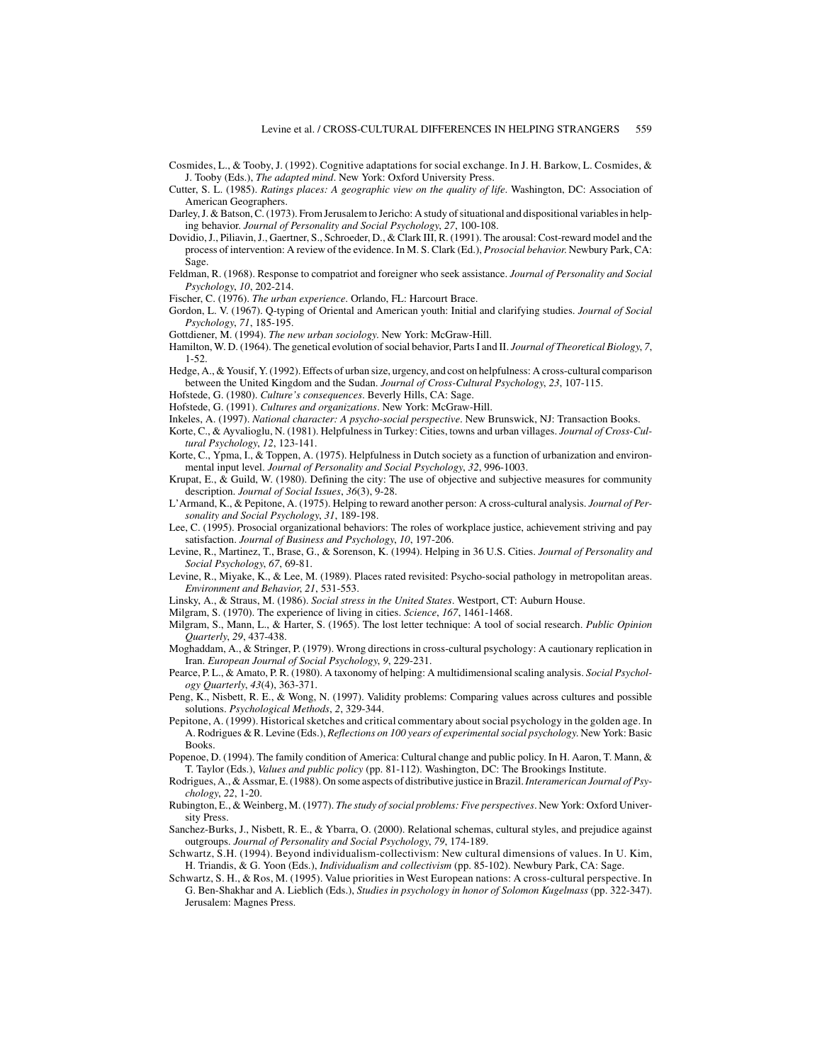Cosmides, L., & Tooby, J. (1992). Cognitive adaptations for social exchange. In J. H. Barkow, L. Cosmides, & J. Tooby (Eds.), *The adapted mind*. New York: Oxford University Press.

Cutter, S. L. (1985). *Ratings places: A geographic view on the quality of life*. Washington, DC: Association of American Geographers.

Darley, J. & Batson, C. (1973). From Jerusalem to Jericho: A study of situational and dispositional variables in helping behavior. *Journal of Personality and Social Psychology*, *27*, 100-108.

Dovidio, J., Piliavin, J., Gaertner, S., Schroeder, D., & Clark III, R. (1991). The arousal: Cost-reward model and the process of intervention: A review of the evidence. In M. S. Clark (Ed.), *Prosocial behavior.* Newbury Park, CA: Sage.

Feldman, R. (1968). Response to compatriot and foreigner who seek assistance. *Journal of Personality and Social Psychology*, *10*, 202-214.

Fischer, C. (1976). *The urban experience*. Orlando, FL: Harcourt Brace.

Gordon, L. V. (1967). Q-typing of Oriental and American youth: Initial and clarifying studies. *Journal of Social Psychology*, *71*, 185-195.

Gottdiener, M. (1994). *The new urban sociology.* New York: McGraw-Hill.

Hamilton, W. D. (1964). The genetical evolution of social behavior, Parts I and II. *Journal of Theoretical Biology*, *7*, 1-52.

Hedge, A., & Yousif, Y. (1992). Effects of urban size, urgency, and cost on helpfulness: A cross-cultural comparison between the United Kingdom and the Sudan. *Journal of Cross-Cultural Psychology, 23*, 107-115.

Hofstede, G. (1980). *Culture's consequences*. Beverly Hills, CA: Sage.

Hofstede, G. (1991). *Cultures and organizations*. New York: McGraw-Hill.

Inkeles, A. (1997). *National character: A psycho-social perspective*. New Brunswick, NJ: Transaction Books.

Korte, C., & Ayvalioglu, N. (1981). Helpfulness in Turkey: Cities, towns and urban villages. *Journal of Cross-Cultural Psychology*, *12*, 123-141.

Korte, C., Ypma, I., & Toppen, A. (1975). Helpfulness in Dutch society as a function of urbanization and environmental input level. *Journal of Personality and Social Psychology*, *32*, 996-1003.

Krupat, E., & Guild, W. (1980). Defining the city: The use of objective and subjective measures for community description. *Journal of Social Issues*, *36*(3), 9-28.

L'Armand, K., & Pepitone, A. (1975). Helping to reward another person: A cross-cultural analysis. *Journal of Personality and Social Psychology*, *31*, 189-198.

Lee, C. (1995). Prosocial organizational behaviors: The roles of workplace justice, achievement striving and pay satisfaction. *Journal of Business and Psychology*, *10*, 197-206.

Levine, R., Martinez, T., Brase, G., & Sorenson, K. (1994). Helping in 36 U.S. Cities. *Journal of Personality and Social Psychology*, *67*, 69-81.

Levine, R., Miyake, K., & Lee, M. (1989). Places rated revisited: Psycho-social pathology in metropolitan areas. *Environment and Behavior, 21*, 531-553.

Linsky, A., & Straus, M. (1986). *Social stress in the United States*. Westport, CT: Auburn House.

Milgram, S. (1970). The experience of living in cities. *Science*, *167*, 1461-1468.

Milgram, S., Mann, L., & Harter, S. (1965). The lost letter technique: A tool of social research. *Public Opinion Quarterly*, *29*, 437-438.

Moghaddam, A., & Stringer, P. (1979). Wrong directions in cross-cultural psychology: A cautionary replication in Iran. *European Journal of Social Psychology*, *9*, 229-231.

Pearce, P. L., & Amato, P. R. (1980). A taxonomy of helping: A multidimensional scaling analysis. *Social Psychology Quarterly*, *43*(4), 363-371.

Peng, K., Nisbett, R. E., & Wong, N. (1997). Validity problems: Comparing values across cultures and possible solutions. *Psychological Methods*, *2*, 329-344.

Pepitone, A. (1999). Historical sketches and critical commentary about social psychology in the golden age. In A. Rodrigues & R. Levine (Eds.), *Reflections on 100 years of experimental social psychology.* New York: Basic Books.

Popenoe, D. (1994). The family condition of America: Cultural change and public policy. In H. Aaron, T. Mann, & T. Taylor (Eds.), *Values and public policy* (pp. 81-112). Washington, DC: The Brookings Institute.

Rodrigues, A., & Assmar, E. (1988). On some aspects of distributive justice in Brazil. *Interamerican Journal of Psychology*, *22*, 1-20.

Rubington, E., & Weinberg, M. (1977). *The study of social problems: Five perspectives*. New York: Oxford University Press.

Sanchez-Burks, J., Nisbett, R. E., & Ybarra, O. (2000). Relational schemas, cultural styles, and prejudice against outgroups. *Journal of Personality and Social Psychology*, *79*, 174-189.

Schwartz, S.H. (1994). Beyond individualism-collectivism: New cultural dimensions of values. In U. Kim, H. Triandis, & G. Yoon (Eds.), *Individualism and collectivism* (pp. 85-102). Newbury Park, CA: Sage.

Schwartz, S. H., & Ros, M. (1995). Value priorities in West European nations: A cross-cultural perspective. In G. Ben-Shakhar and A. Lieblich (Eds.), *Studies in psychology in honor of Solomon Kugelmass* (pp. 322-347). Jerusalem: Magnes Press.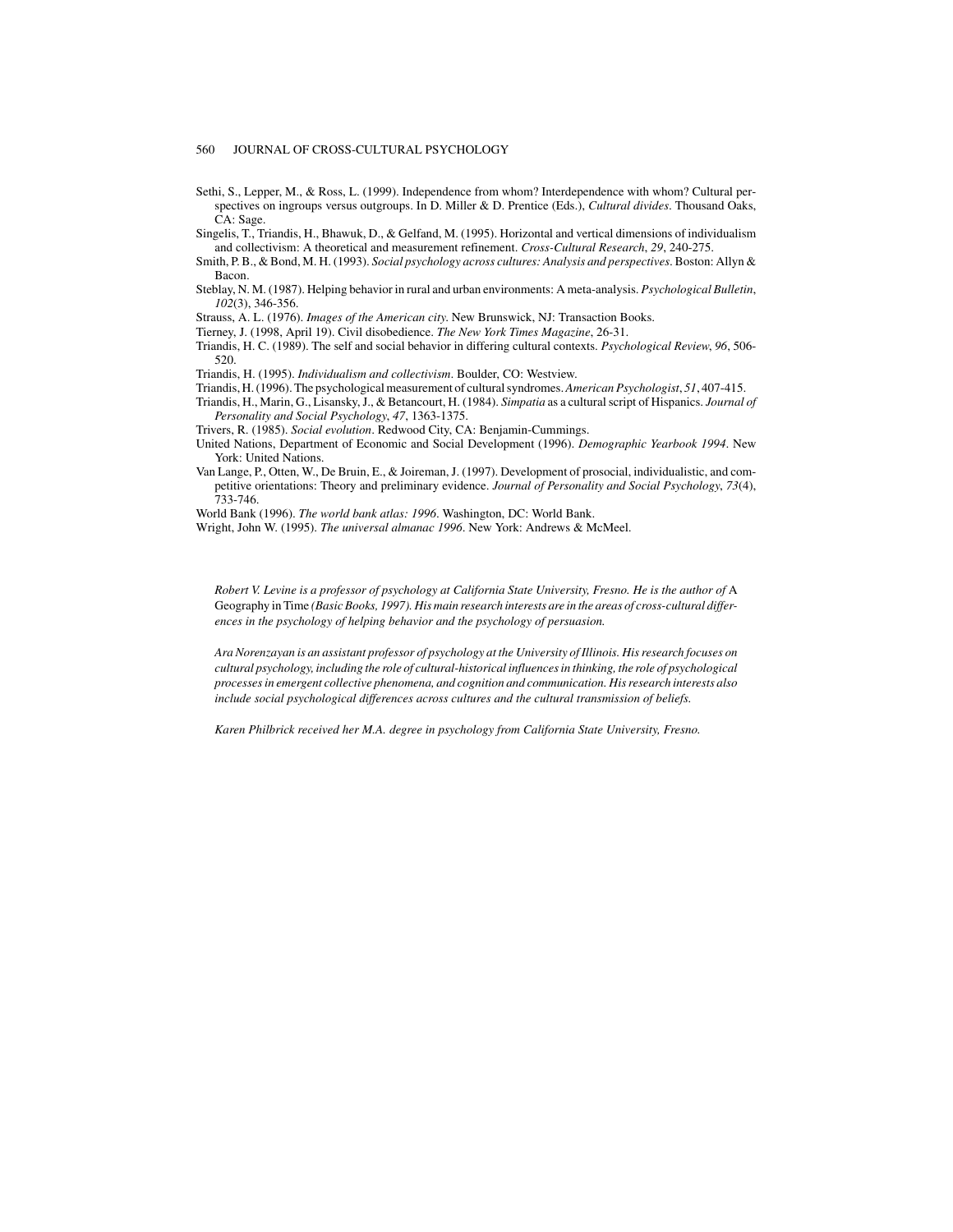Sethi, S., Lepper, M., & Ross, L. (1999). Independence from whom? Interdependence with whom? Cultural perspectives on ingroups versus outgroups. In D. Miller & D. Prentice (Eds.), *Cultural divides*. Thousand Oaks, CA: Sage.

Singelis, T., Triandis, H., Bhawuk, D., & Gelfand, M. (1995). Horizontal and vertical dimensions of individualism and collectivism: A theoretical and measurement refinement. *Cross-Cultural Research*, *29*, 240-275.

Smith, P. B., & Bond, M. H. (1993). *Social psychology across cultures: Analysis and perspectives*. Boston: Allyn & Bacon.

Steblay, N. M. (1987). Helping behavior in rural and urban environments: A meta-analysis. *Psychological Bulletin*, *102*(3), 346-356.

Strauss, A. L. (1976). *Images of the American city*. New Brunswick, NJ: Transaction Books.

Tierney, J. (1998, April 19). Civil disobedience. *The New York Times Magazine*, 26-31.

Triandis, H. C. (1989). The self and social behavior in differing cultural contexts. *Psychological Review*, *96*, 506-520.

Triandis, H. (1995). *Individualism and collectivism*. Boulder, CO: Westview.

Triandis, H. (1996). The psychological measurement of cultural syndromes. *American Psychologist*, *51*, 407-415.

Triandis, H., Marin, G., Lisansky, J., & Betancourt, H. (1984). *Simpatia* as a cultural script of Hispanics. *Journal of Personality and Social Psychology*, *47*, 1363-1375.

Trivers, R. (1985). *Social evolution*. Redwood City, CA: Benjamin-Cummings.

United Nations, Department of Economic and Social Development (1996). *Demographic Yearbook 1994*. New York: United Nations.

Van Lange, P., Otten, W., De Bruin, E., & Joireman, J. (1997). Development of prosocial, individualistic, and competitive orientations: Theory and preliminary evidence. *Journal of Personality and Social Psychology*, *73*(4), 733-746.

World Bank (1996). *The world bank atlas: 1996*. Washington, DC: World Bank.

Wright, John W. (1995). *The universal almanac 1996*. New York: Andrews & McMeel.

*Robert V. Levine is a professor of psychology at California State University, Fresno. He is the author of* A Geography in Time *(Basic Books, 1997). His main research interests are in the areas of cross-cultural differences in the psychology of helping behavior and the psychology of persuasion.*

*Ara Norenzayan is an assistant professor of psychology at the University of Illinois. His research focuses on cultural psychology, including the role of cultural-historical influences in thinking, the role of psychological processes in emergent collective phenomena, and cognition and communication. His research interests also include social psychological differences across cultures and the cultural transmission of beliefs.*

*Karen Philbrick received her M.A. degree in psychology from California State University, Fresno.*